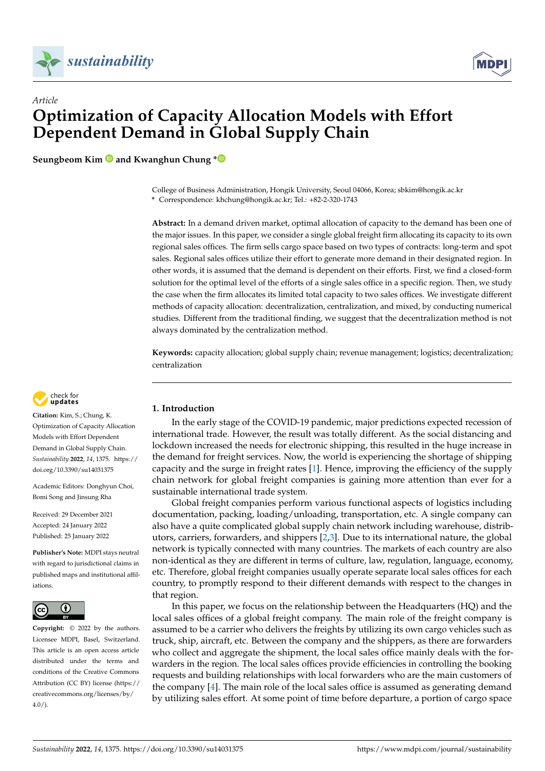*Article*

# Optimization of Capacity Allocation Models with Effort Dependent Demand in Global Supply Chain

**Seungbeom Kim and Kwanghun Chung ***

College of Business Administration, Hongik University, Seoul 04066, Korea; sbkim@hongik.ac.kr
* Correspondence: khchung@hongik.ac.kr; Tel.: +82-2-320-1743

**Abstract:** In a demand driven market, optimal allocation of capacity to the demand has been one of the major issues. In this paper, we consider a single global freight firm allocating its capacity to its own regional sales offices. The firm sells cargo space based on two types of contracts: long-term and spot sales. Regional sales offices utilize their effort to generate more demand in their designated region. In other words, it is assumed that the demand is dependent on their efforts. First, we find a closed-form solution for the optimal level of the efforts of a single sales office in a specific region. Then, we study the case when the firm allocates its limited total capacity to two sales offices. We investigate different methods of capacity allocation: decentralization, centralization, and mixed, by conducting numerical studies. Different from the traditional finding, we suggest that the decentralization method is not always dominated by the centralization method.

**Keywords:** capacity allocation; global supply chain; revenue management; logistics; decentralization; centralization

**Citation:** Kim, S.; Chung, K. Optimization of Capacity Allocation Models with Effort Dependent Demand in Global Supply Chain. *Sustainability* **2022**, *14*, 1375. https://doi.org/10.3390/su14031375

Academic Editors: Donghyun Choi, Bomi Song and Jinsung Rha

Received: 29 December 2021
Accepted: 24 January 2022
Published: 25 January 2022

**Publisher's Note:** MDPI stays neutral with regard to jurisdictional claims in published maps and institutional affiliations.

**Copyright:** © 2022 by the authors. Licensee MDPI, Basel, Switzerland. This article is an open access article distributed under the terms and conditions of the Creative Commons Attribution (CC BY) license (https://creativecommons.org/licenses/by/4.0/).

## 1. Introduction

In the early stage of the COVID-19 pandemic, major predictions expected recession of international trade. However, the result was totally different. As the social distancing and lockdown increased the needs for electronic shipping, this resulted in the huge increase in the demand for freight services. Now, the world is experiencing the shortage of shipping capacity and the surge in freight rates [1]. Hence, improving the efficiency of the supply chain network for global freight companies is gaining more attention than ever for a sustainable international trade system.

Global freight companies perform various functional aspects of logistics including documentation, packing, loading/unloading, transportation, etc. A single company can also have a quite complicated global supply chain network including warehouse, distributors, carriers, forwarders, and shippers [2,3]. Due to its international nature, the global network is typically connected with many countries. The markets of each country are also non-identical as they are different in terms of culture, law, regulation, language, economy, etc. Therefore, global freight companies usually operate separate local sales offices for each country, to promptly respond to their different demands with respect to the changes in that region.

In this paper, we focus on the relationship between the Headquarters (HQ) and the local sales offices of a global freight company. The main role of the freight company is assumed to be a carrier who delivers the freights by utilizing its own cargo vehicles such as truck, ship, aircraft, etc. Between the company and the shippers, as there are forwarders who collect and aggregate the shipment, the local sales office mainly deals with the forwarders in the region. The local sales offices provide efficiencies in controlling the booking requests and building relationships with local forwarders who are the main customers of the company [4]. The main role of the local sales office is assumed as generating demand by utilizing sales effort. At some point of time before departure, a portion of cargo space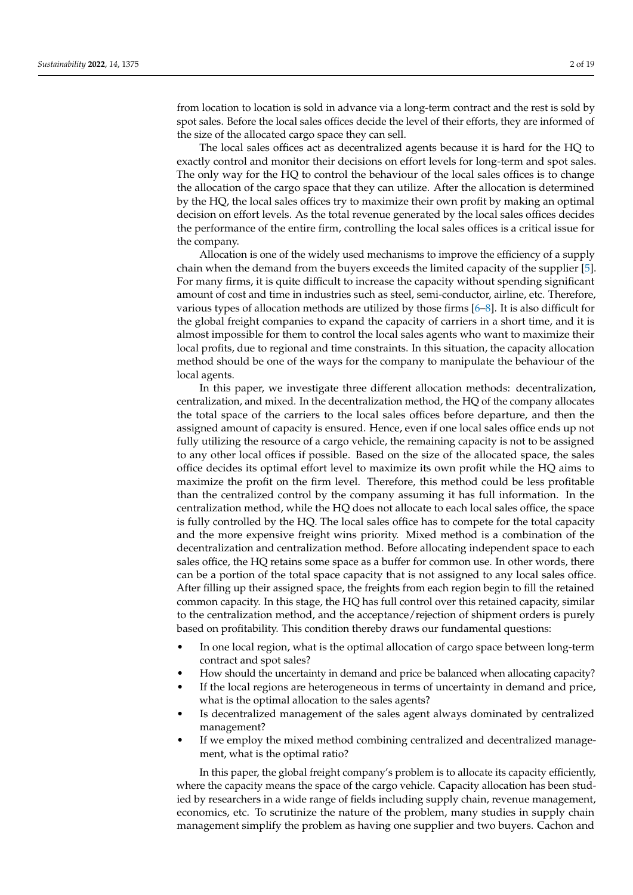from location to location is sold in advance via a long-term contract and the rest is sold by spot sales. Before the local sales offices decide the level of their efforts, they are informed of the size of the allocated cargo space they can sell.

The local sales offices act as decentralized agents because it is hard for the HQ to exactly control and monitor their decisions on effort levels for long-term and spot sales. The only way for the HQ to control the behaviour of the local sales offices is to change the allocation of the cargo space that they can utilize. After the allocation is determined by the HQ, the local sales offices try to maximize their own profit by making an optimal decision on effort levels. As the total revenue generated by the local sales offices decides the performance of the entire firm, controlling the local sales offices is a critical issue for the company.

Allocation is one of the widely used mechanisms to improve the efficiency of a supply chain when the demand from the buyers exceeds the limited capacity of the supplier [5]. For many firms, it is quite difficult to increase the capacity without spending significant amount of cost and time in industries such as steel, semi-conductor, airline, etc. Therefore, various types of allocation methods are utilized by those firms [6–8]. It is also difficult for the global freight companies to expand the capacity of carriers in a short time, and it is almost impossible for them to control the local sales agents who want to maximize their local profits, due to regional and time constraints. In this situation, the capacity allocation method should be one of the ways for the company to manipulate the behaviour of the local agents.

In this paper, we investigate three different allocation methods: decentralization, centralization, and mixed. In the decentralization method, the HQ of the company allocates the total space of the carriers to the local sales offices before departure, and then the assigned amount of capacity is ensured. Hence, even if one local sales office ends up not fully utilizing the resource of a cargo vehicle, the remaining capacity is not to be assigned to any other local offices if possible. Based on the size of the allocated space, the sales office decides its optimal effort level to maximize its own profit while the HQ aims to maximize the profit on the firm level. Therefore, this method could be less profitable than the centralized control by the company assuming it has full information. In the centralization method, while the HQ does not allocate to each local sales office, the space is fully controlled by the HQ. The local sales office has to compete for the total capacity and the more expensive freight wins priority. Mixed method is a combination of the decentralization and centralization method. Before allocating independent space to each sales office, the HQ retains some space as a buffer for common use. In other words, there can be a portion of the total space capacity that is not assigned to any local sales office. After filling up their assigned space, the freights from each region begin to fill the retained common capacity. In this stage, the HQ has full control over this retained capacity, similar to the centralization method, and the acceptance/rejection of shipment orders is purely based on profitability. This condition thereby draws our fundamental questions:

- In one local region, what is the optimal allocation of cargo space between long-term contract and spot sales?
- How should the uncertainty in demand and price be balanced when allocating capacity?
- If the local regions are heterogeneous in terms of uncertainty in demand and price, what is the optimal allocation to the sales agents?
- Is decentralized management of the sales agent always dominated by centralized management?
- If we employ the mixed method combining centralized and decentralized management, what is the optimal ratio?

In this paper, the global freight company's problem is to allocate its capacity efficiently, where the capacity means the space of the cargo vehicle. Capacity allocation has been studied by researchers in a wide range of fields including supply chain, revenue management, economics, etc. To scrutinize the nature of the problem, many studies in supply chain management simplify the problem as having one supplier and two buyers. Cachon and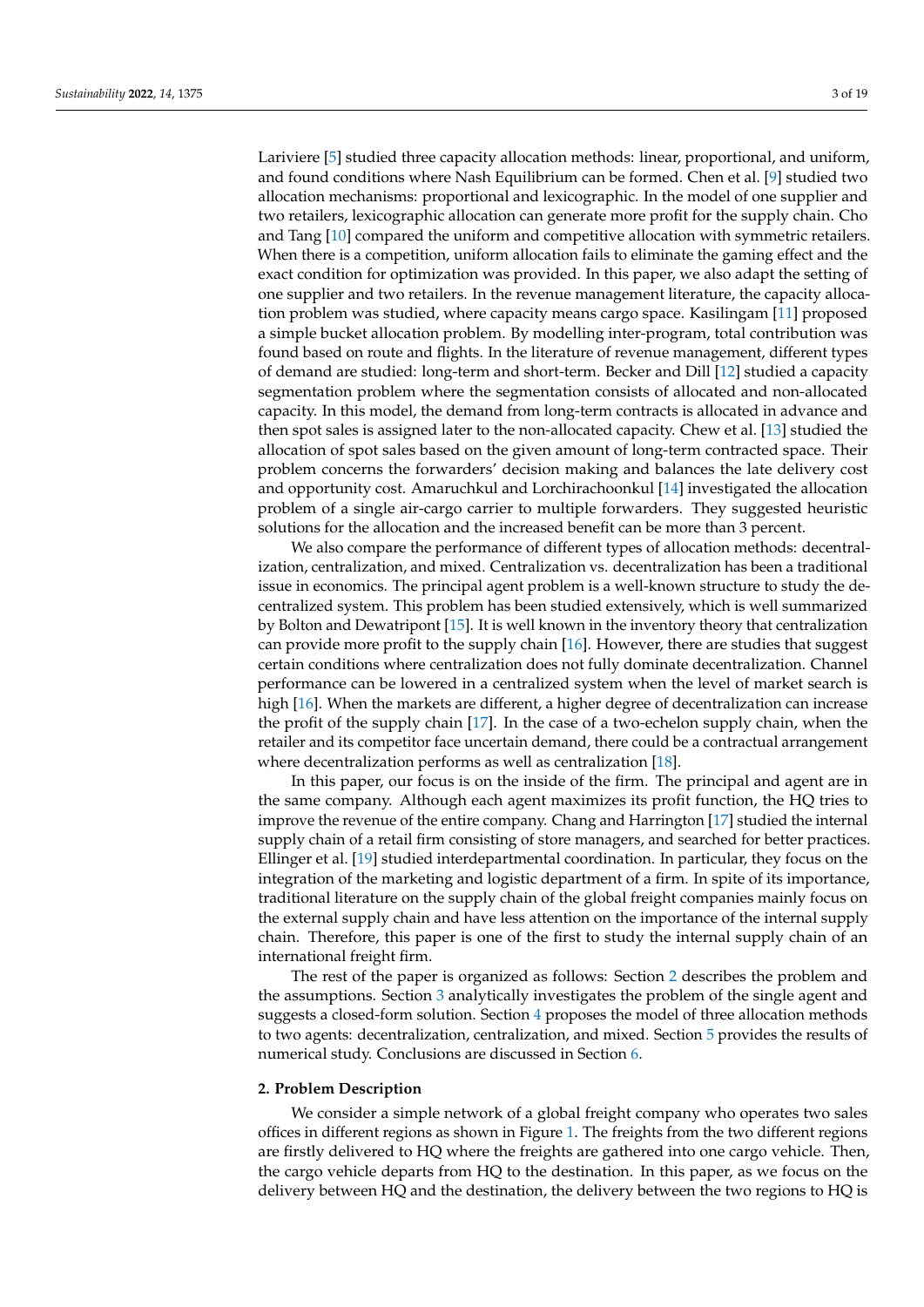Lariviere [5] studied three capacity allocation methods: linear, proportional, and uniform, and found conditions where Nash Equilibrium can be formed. Chen et al. [9] studied two allocation mechanisms: proportional and lexicographic. In the model of one supplier and two retailers, lexicographic allocation can generate more profit for the supply chain. Cho and Tang [10] compared the uniform and competitive allocation with symmetric retailers. When there is a competition, uniform allocation fails to eliminate the gaming effect and the exact condition for optimization was provided. In this paper, we also adapt the setting of one supplier and two retailers. In the revenue management literature, the capacity allocation problem was studied, where capacity means cargo space. Kasilingam [11] proposed a simple bucket allocation problem. By modelling inter-program, total contribution was found based on route and flights. In the literature of revenue management, different types of demand are studied: long-term and short-term. Becker and Dill [12] studied a capacity segmentation problem where the segmentation consists of allocated and non-allocated capacity. In this model, the demand from long-term contracts is allocated in advance and then spot sales is assigned later to the non-allocated capacity. Chew et al. [13] studied the allocation of spot sales based on the given amount of long-term contracted space. Their problem concerns the forwarders' decision making and balances the late delivery cost and opportunity cost. Amaruchkul and Lorchirachoonkul [14] investigated the allocation problem of a single air-cargo carrier to multiple forwarders. They suggested heuristic solutions for the allocation and the increased benefit can be more than 3 percent.

We also compare the performance of different types of allocation methods: decentralization, centralization, and mixed. Centralization vs. decentralization has been a traditional issue in economics. The principal agent problem is a well-known structure to study the decentralized system. This problem has been studied extensively, which is well summarized by Bolton and Dewatripont [15]. It is well known in the inventory theory that centralization can provide more profit to the supply chain [16]. However, there are studies that suggest certain conditions where centralization does not fully dominate decentralization. Channel performance can be lowered in a centralized system when the level of market search is high [16]. When the markets are different, a higher degree of decentralization can increase the profit of the supply chain [17]. In the case of a two-echelon supply chain, when the retailer and its competitor face uncertain demand, there could be a contractual arrangement where decentralization performs as well as centralization [18].

In this paper, our focus is on the inside of the firm. The principal and agent are in the same company. Although each agent maximizes its profit function, the HQ tries to improve the revenue of the entire company. Chang and Harrington [17] studied the internal supply chain of a retail firm consisting of store managers, and searched for better practices. Ellinger et al. [19] studied interdepartmental coordination. In particular, they focus on the integration of the marketing and logistic department of a firm. In spite of its importance, traditional literature on the supply chain of the global freight companies mainly focus on the external supply chain and have less attention on the importance of the internal supply chain. Therefore, this paper is one of the first to study the internal supply chain of an international freight firm.

The rest of the paper is organized as follows: Section 2 describes the problem and the assumptions. Section 3 analytically investigates the problem of the single agent and suggests a closed-form solution. Section 4 proposes the model of three allocation methods to two agents: decentralization, centralization, and mixed. Section 5 provides the results of numerical study. Conclusions are discussed in Section 6.

## 2. Problem Description

We consider a simple network of a global freight company who operates two sales offices in different regions as shown in Figure 1. The freights from the two different regions are firstly delivered to HQ where the freights are gathered into one cargo vehicle. Then, the cargo vehicle departs from HQ to the destination. In this paper, as we focus on the delivery between HQ and the destination, the delivery between the two regions to HQ is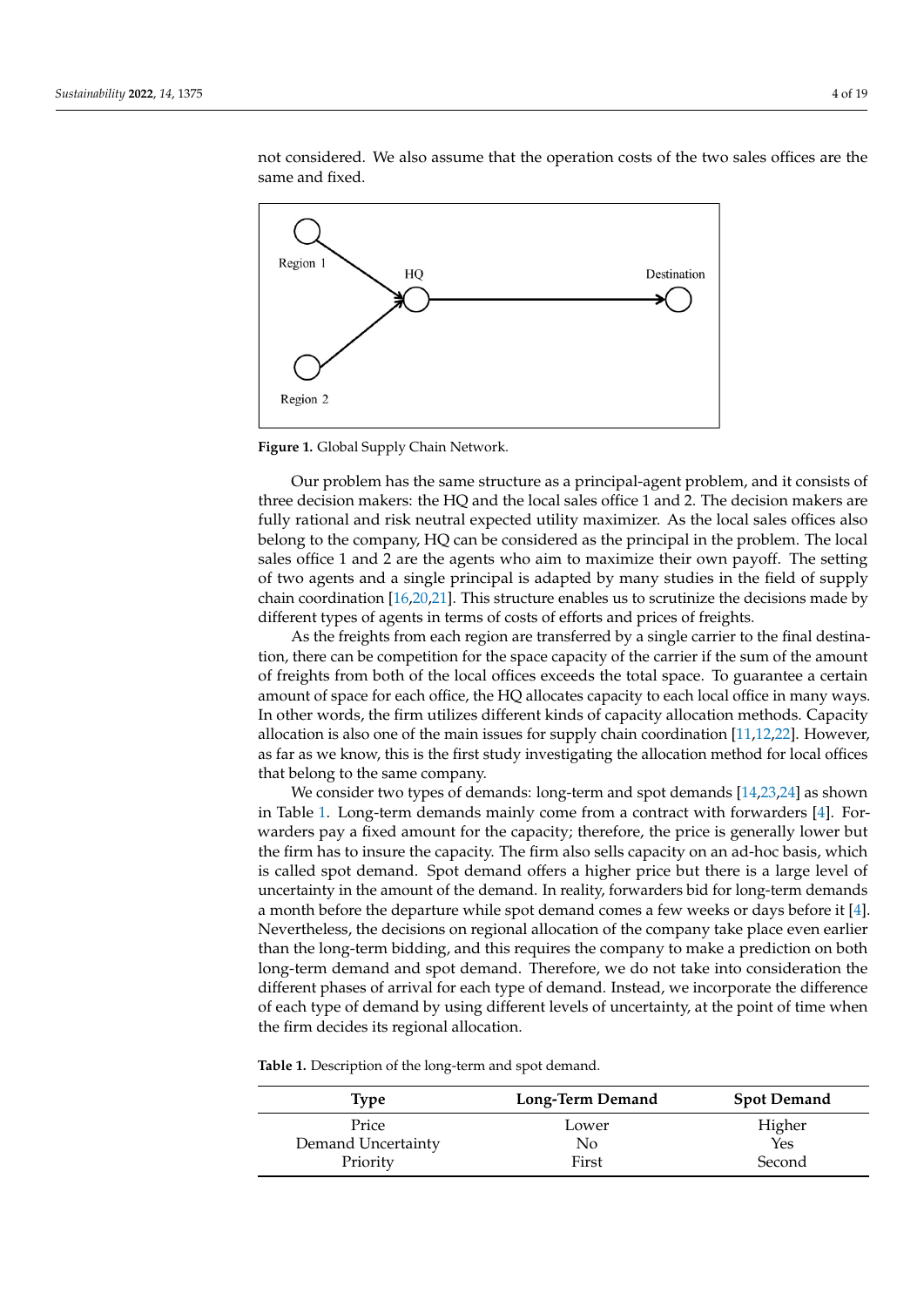not considered. We also assume that the operation costs of the two sales offices are the same and fixed.

**Figure 1.** Global Supply Chain Network.

Our problem has the same structure as a principal-agent problem, and it consists of three decision makers: the HQ and the local sales office 1 and 2. The decision makers are fully rational and risk neutral expected utility maximizer. As the local sales offices also belong to the company, HQ can be considered as the principal in the problem. The local sales office 1 and 2 are the agents who aim to maximize their own payoff. The setting of two agents and a single principal is adapted by many studies in the field of supply chain coordination [16,20,21]. This structure enables us to scrutinize the decisions made by different types of agents in terms of costs of efforts and prices of freights.

As the freights from each region are transferred by a single carrier to the final destination, there can be competition for the space capacity of the carrier if the sum of the amount of freights from both of the local offices exceeds the total space. To guarantee a certain amount of space for each office, the HQ allocates capacity to each local office in many ways. In other words, the firm utilizes different kinds of capacity allocation methods. Capacity allocation is also one of the main issues for supply chain coordination [11,12,22]. However, as far as we know, this is the first study investigating the allocation method for local offices that belong to the same company.

We consider two types of demands: long-term and spot demands [14,23,24] as shown in Table 1. Long-term demands mainly come from a contract with forwarders [4]. Forwarders pay a fixed amount for the capacity; therefore, the price is generally lower but the firm has to insure the capacity. The firm also sells capacity on an ad-hoc basis, which is called spot demand. Spot demand offers a higher price but there is a large level of uncertainty in the amount of the demand. In reality, forwarders bid for long-term demands a month before the departure while spot demand comes a few weeks or days before it [4]. Nevertheless, the decisions on regional allocation of the company take place even earlier than the long-term bidding, and this requires the company to make a prediction on both long-term demand and spot demand. Therefore, we do not take into consideration the different phases of arrival for each type of demand. Instead, we incorporate the difference of each type of demand by using different levels of uncertainty, at the point of time when the firm decides its regional allocation.

**Table 1.** Description of the long-term and spot demand.

| Type | Long-Term Demand | Spot Demand |
|---|---|---|
| Price | Lower | Higher |
| Demand Uncertainty | No | Yes |
| Priority | First | Second |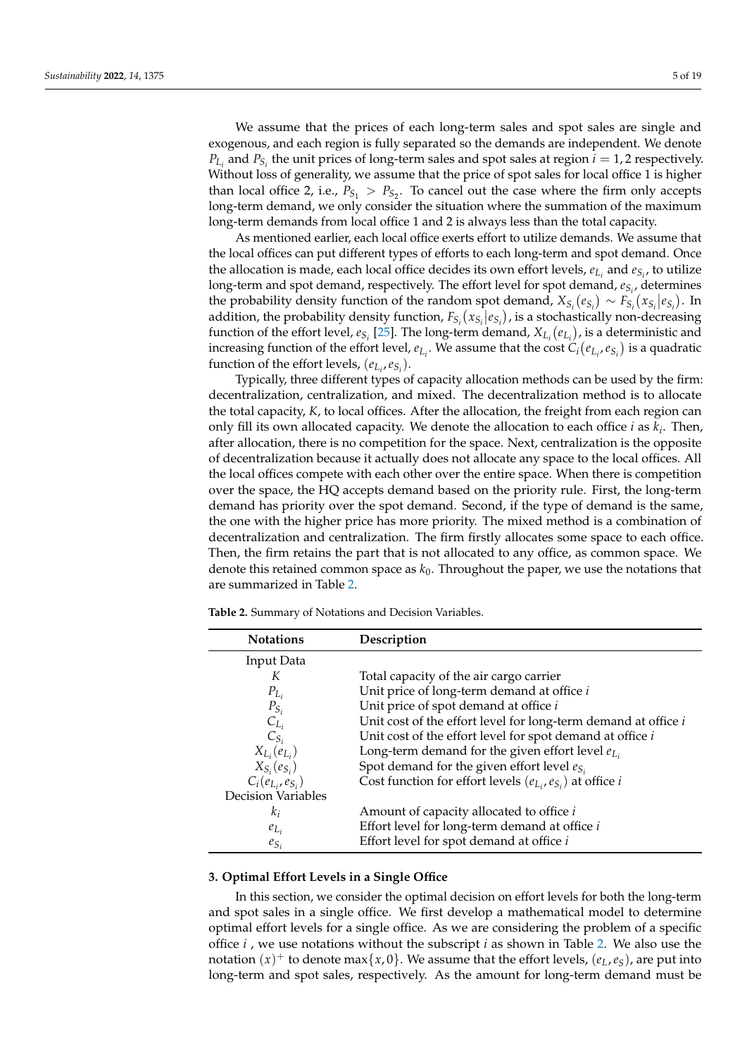We assume that the prices of each long-term sales and spot sales are single and exogenous, and each region is fully separated so the demands are independent. We denote $P_{L_i}$ and $P_{S_i}$ the unit prices of long-term sales and spot sales at region $i = 1, 2$ respectively. Without loss of generality, we assume that the price of spot sales for local office 1 is higher than local office 2, i.e., $P_{S_1} > P_{S_2}$. To cancel out the case where the firm only accepts long-term demand, we only consider the situation where the summation of the maximum long-term demands from local office 1 and 2 is always less than the total capacity.

As mentioned earlier, each local office exerts effort to utilize demands. We assume that the local offices can put different types of efforts to each long-term and spot demand. Once the allocation is made, each local office decides its own effort levels, $e_{L_i}$ and $e_{S_i}$, to utilize long-term and spot demand, respectively. The effort level for spot demand, $e_{S_i}$, determines the probability density function of the random spot demand, $X_{S_i}(e_{S_i}) \sim F_{S_i}(x_{S_i}|e_{S_i})$. In addition, the probability density function, $F_{S_i}(x_{S_i}|e_{S_i})$, is a stochastically non-decreasing function of the effort level, $e_{S_i}$ [25]. The long-term demand, $X_{L_i}(e_{L_i})$, is a deterministic and increasing function of the effort level, $e_{L_i}$. We assume that the cost $C_i(e_{L_i}, e_{S_i})$ is a quadratic function of the effort levels, $(e_{L_i}, e_{S_i})$.

Typically, three different types of capacity allocation methods can be used by the firm: decentralization, centralization, and mixed. The decentralization method is to allocate the total capacity, $K$, to local offices. After the allocation, the freight from each region can only fill its own allocated capacity. We denote the allocation to each office $i$ as $k_i$. Then, after allocation, there is no competition for the space. Next, centralization is the opposite of decentralization because it actually does not allocate any space to the local offices. All the local offices compete with each other over the entire space. When there is competition over the space, the HQ accepts demand based on the priority rule. First, the long-term demand has priority over the spot demand. Second, if the type of demand is the same, the one with the higher price has more priority. The mixed method is a combination of decentralization and centralization. The firm firstly allocates some space to each office. Then, the firm retains the part that is not allocated to any office, as common space. We denote this retained common space as $k_0$. Throughout the paper, we use the notations that are summarized in Table 2.

**Table 2.** Summary of Notations and Decision Variables.

| Notations | Description |
|---|---|
| Input Data | |
| $K$ | Total capacity of the air cargo carrier |
| $P_{L_i}$ | Unit price of long-term demand at office $i$ |
| $P_{S_i}$ | Unit price of spot demand at office $i$ |
| $C_{L_i}$ | Unit cost of the effort level for long-term demand at office $i$ |
| $C_{S_i}$ | Unit cost of the effort level for spot demand at office $i$ |
| $X_{L_i}(e_{L_i})$ | Long-term demand for the given effort level $e_{L_i}$ |
| $X_{S_i}(e_{S_i})$ | Spot demand for the given effort level $e_{S_i}$ |
| $C_i(e_{L_i}, e_{S_i})$ | Cost function for effort levels $(e_{L_i}, e_{S_i})$ at office $i$ |
| Decision Variables | |
| $k_i$ | Amount of capacity allocated to office $i$ |
| $e_{L_i}$ | Effort level for long-term demand at office $i$ |
| $e_{S_i}$ | Effort level for spot demand at office $i$ |

## 3. Optimal Effort Levels in a Single Office

In this section, we consider the optimal decision on effort levels for both the long-term and spot sales in a single office. We first develop a mathematical model to determine optimal effort levels for a single office. As we are considering the problem of a specific office $i$ , we use notations without the subscript $i$ as shown in Table 2. We also use the notation $(x)^+$ to denote $\max\{x, 0\}$. We assume that the effort levels, $(e_L, e_S)$, are put into long-term and spot sales, respectively. As the amount for long-term demand must be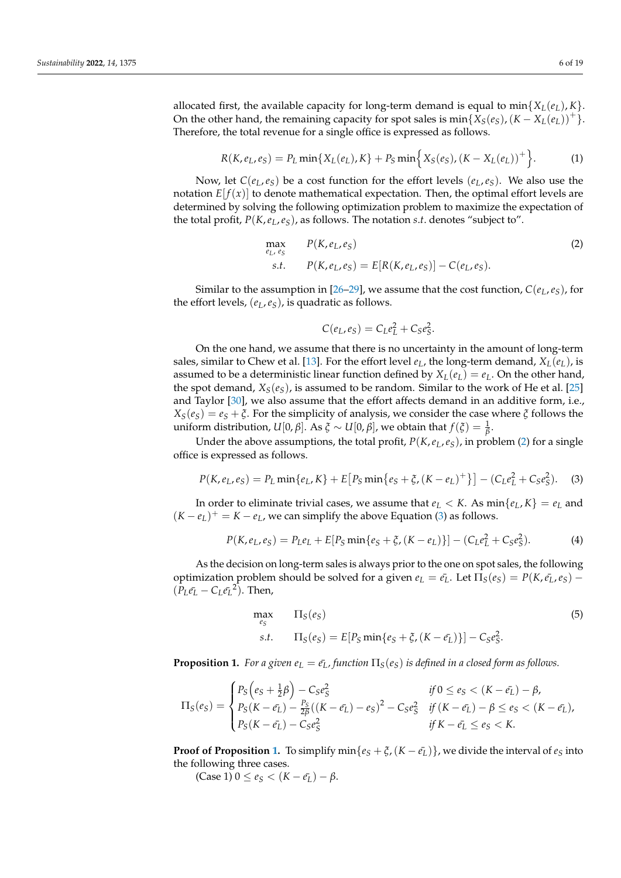allocated first, the available capacity for long-term demand is equal to $\min\{X_L(e_L), K\}$. On the other hand, the remaining capacity for spot sales is $\min\{X_S(e_S), (K - X_L(e_L))^+\}$. Therefore, the total revenue for a single office is expressed as follows.

$$R(K, e_L, e_S) = P_L \min\{X_L(e_L), K\} + P_S \min\Big\{X_S(e_S), (K - X_L(e_L))^+\Big\}. \tag{1}$$

Now, let $C(e_L, e_S)$ be a cost function for the effort levels $(e_L, e_S)$. We also use the notation $E[f(x)]$ to denote mathematical expectation. Then, the optimal effort levels are determined by solving the following optimization problem to maximize the expectation of the total profit, $P(K, e_L, e_S)$, as follows. The notation *s.t.* denotes "subject to".

$$\begin{aligned} \max_{e_L,\, e_S} \quad & P(K, e_L, e_S) \\ s.t. \quad & P(K, e_L, e_S) = E[R(K, e_L, e_S)] - C(e_L, e_S). \end{aligned} \tag{2}$$

Similar to the assumption in [26–29], we assume that the cost function, $C(e_L, e_S)$, for the effort levels, $(e_L, e_S)$, is quadratic as follows.

$$C(e_L, e_S) = C_L e_L^2 + C_S e_S^2.$$

On the one hand, we assume that there is no uncertainty in the amount of long-term sales, similar to Chew et al. [13]. For the effort level $e_L$, the long-term demand, $X_L(e_L)$, is assumed to be a deterministic linear function defined by $X_L(e_L) = e_L$. On the other hand, the spot demand, $X_S(e_S)$, is assumed to be random. Similar to the work of He et al. [25] and Taylor [30], we also assume that the effort affects demand in an additive form, i.e., $X_S(e_S) = e_S + \xi$. For the simplicity of analysis, we consider the case where $\xi$ follows the uniform distribution, $U[0, \beta]$. As $\xi \sim U[0, \beta]$, we obtain that $f(\xi) = \frac{1}{\beta}$.

Under the above assumptions, the total profit, $P(K, e_L, e_S)$, in problem (2) for a single office is expressed as follows.

$$P(K, e_L, e_S) = P_L \min\{e_L, K\} + E\big[P_S \min\{e_S + \xi, (K - e_L)^+\}\big] - (C_L e_L^2 + C_S e_S^2). \tag{3}$$

In order to eliminate trivial cases, we assume that $e_L < K$. As $\min\{e_L, K\} = e_L$ and $(K - e_L)^+ = K - e_L$, we can simplify the above Equation (3) as follows.

$$P(K, e_L, e_S) = P_L e_L + E[P_S \min\{e_S + \xi, (K - e_L)\}] - (C_L e_L^2 + C_S e_S^2). \tag{4}$$

As the decision on long-term sales is always prior to the one on spot sales, the following optimization problem should be solved for a given $e_L = \bar{e_L}$. Let $\Pi_S(e_S) = P(K, \bar{e_L}, e_S) - (P_L \bar{e_L} - C_L \bar{e_L}^2)$. Then,

$$\begin{aligned} \max_{e_S} \quad & \Pi_S(e_S) \\ s.t. \quad & \Pi_S(e_S) = E[P_S \min\{e_S + \xi, (K - \bar{e_L})\}] - C_S e_S^2. \end{aligned} \tag{5}$$

**Proposition 1.** *For a given $e_L = \bar{e_L}$, function $\Pi_S(e_S)$ is defined in a closed form as follows.*

$$\Pi_S(e_S) = \begin{cases} P_S\left(e_S + \frac{1}{2}\beta\right) - C_S e_S^2 & \text{if } 0 \le e_S < (K - \bar{e_L}) - \beta, \\ P_S(K - \bar{e_L}) - \frac{P_S}{2\beta}((K - \bar{e_L}) - e_S)^2 - C_S e_S^2 & \text{if } (K - \bar{e_L}) - \beta \le e_S < (K - \bar{e_L}), \\ P_S(K - \bar{e_L}) - C_S e_S^2 & \text{if } K - \bar{e_L} \le e_S < K. \end{cases}$$

**Proof of Proposition 1.** To simplify $\min\{e_S + \xi, (K - \bar{e_L})\}$, we divide the interval of $e_S$ into the following three cases.

(Case 1) $0 \le e_S < (K - \bar{e_L}) - \beta$.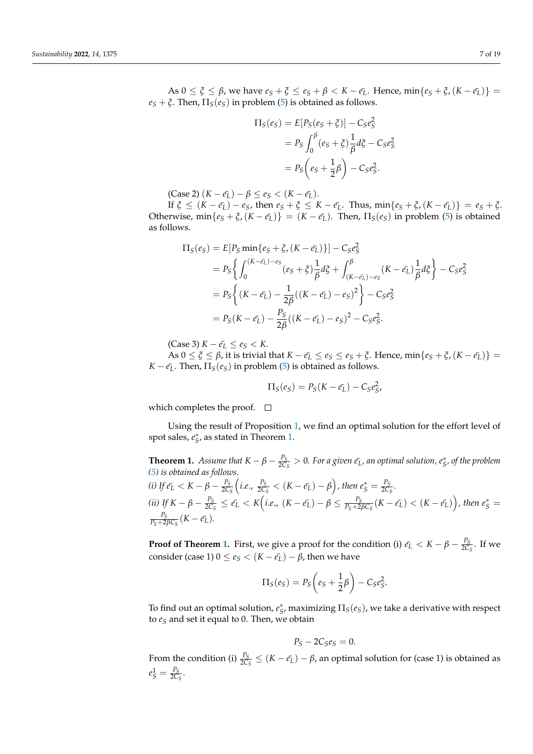As $0 \leq \xi \leq \beta$, we have $e_S + \xi \leq e_S + \beta < K - \bar{e_L}$. Hence, $\min\{e_S + \xi, (K - \bar{e_L})\} = e_S + \xi$. Then, $\Pi_S(e_S)$ in problem (5) is obtained as follows.

$$
\begin{aligned}
\Pi_S(e_S) &= E[P_S(e_S + \xi)] - C_S e_S^2 \\
&= P_S \int_0^\beta (e_S + \xi) \frac{1}{\beta} d\xi - C_S e_S^2 \\
&= P_S \left( e_S + \frac{1}{2}\beta \right) - C_S e_S^2.
\end{aligned}
$$

(Case 2) $(K - \bar{e_L}) - \beta \leq e_S < (K - \bar{e_L})$.

If $\xi \leq (K - \bar{e_L}) - e_S$, then $e_S + \xi \leq K - \bar{e_L}$. Thus, $\min\{e_S + \xi, (K - \bar{e_L})\} = e_S + \xi$. Otherwise, $\min\{e_S + \xi, (K - \bar{e_L})\} = (K - \bar{e_L})$. Then, $\Pi_S(e_S)$ in problem (5) is obtained as follows.

$$
\begin{aligned}
\Pi_S(e_S) &= E[P_S \min\{e_S + \xi, (K - \bar{e_L})\}] - C_S e_S^2 \\
&= P_S \left\{ \int_0^{(K - \bar{e_L}) - e_S} (e_S + \xi) \frac{1}{\beta} d\xi + \int_{(K - \bar{e_L}) - e_S}^{\beta} (K - \bar{e_L}) \frac{1}{\beta} d\xi \right\} - C_S e_S^2 \\
&= P_S \left\{ (K - \bar{e_L}) - \frac{1}{2\beta} ((K - \bar{e_L}) - e_S)^2 \right\} - C_S e_S^2 \\
&= P_S (K - \bar{e_L}) - \frac{P_S}{2\beta} ((K - \bar{e_L}) - e_S)^2 - C_S e_S^2.
\end{aligned}
$$

(Case 3) $K - \bar{e_L} \leq e_S < K$.

As $0 \leq \xi \leq \beta$, it is trivial that $K - \bar{e_L} \leq e_S \leq e_S + \xi$. Hence, $\min\{e_S + \xi, (K - \bar{e_L})\} = K - \bar{e_L}$. Then, $\Pi_S(e_S)$ in problem (5) is obtained as follows.

$$
\Pi_S(e_S) = P_S (K - \bar{e_L}) - C_S e_S^2,
$$

which completes the proof. □

Using the result of Proposition 1, we find an optimal solution for the effort level of spot sales, $e_S^*$, as stated in Theorem 1.

**Theorem 1.** *Assume that $K - \beta - \frac{P_S}{2C_S} > 0$. For a given $\bar{e_L}$, an optimal solution, $e_S^*$, of the problem (5) is obtained as follows.*
*(i) If $\bar{e_L} < K - \beta - \frac{P_S}{2C_S}$ $\left( i.e., \frac{P_S}{2C_S} < (K - \bar{e_L}) - \beta \right)$, then $e_S^* = \frac{P_S}{2C_S}$.*
*(ii) If $K - \beta - \frac{P_S}{2C_S} \leq \bar{e_L} < K \left( i.e., (K - \bar{e_L}) - \beta \leq \frac{P_S}{P_S + 2\beta C_S}(K - \bar{e_L}) < (K - \bar{e_L}) \right)$, then $e_S^* = \frac{P_S}{P_S + 2\beta C_S}(K - \bar{e_L})$.*

**Proof of Theorem 1.** First, we give a proof for the condition (i) $\bar{e_L} < K - \beta - \frac{P_S}{2C_S}$. If we consider (case 1) $0 \leq e_S < (K - \bar{e_L}) - \beta$, then we have

$$
\Pi_S(e_S) = P_S \left( e_S + \frac{1}{2}\beta \right) - C_S e_S^2.
$$

To find out an optimal solution, $e_S^*$, maximizing $\Pi_S(e_S)$, we take a derivative with respect to $e_S$ and set it equal to 0. Then, we obtain

$$
P_S - 2C_S e_S = 0.
$$

From the condition (i) $\frac{P_S}{2C_S} \leq (K - \bar{e_L}) - \beta$, an optimal solution for (case 1) is obtained as $e_S^1 = \frac{P_S}{2C_S}$.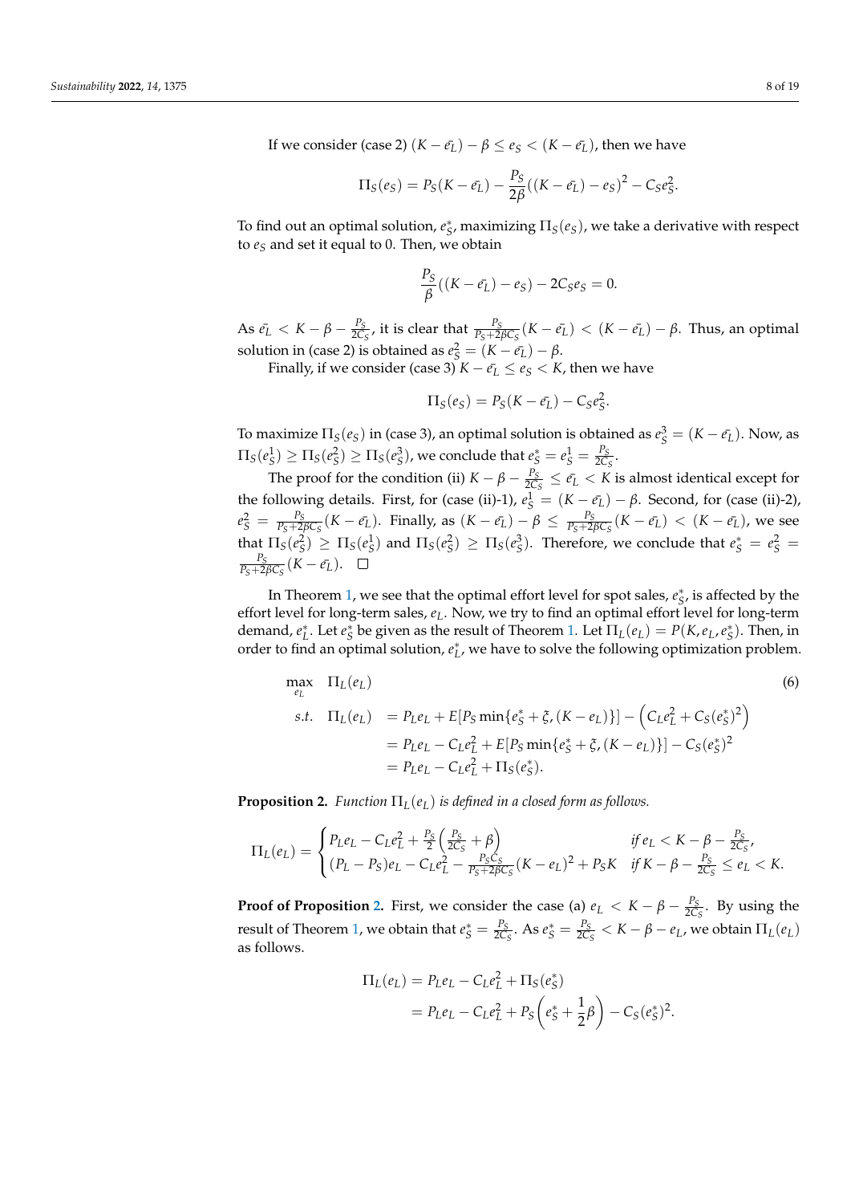If we consider (case 2) $(K - \bar{e_L}) - \beta \leq e_S < (K - \bar{e_L})$, then we have

$$\Pi_S(e_S) = P_S(K - \bar{e_L}) - \frac{P_S}{2\beta}((K - \bar{e_L}) - e_S)^2 - C_S e_S^2.$$

To find out an optimal solution, $e_S^*$, maximizing $\Pi_S(e_S)$, we take a derivative with respect to $e_S$ and set it equal to 0. Then, we obtain

$$\frac{P_S}{\beta}((K - \bar{e_L}) - e_S) - 2C_S e_S = 0.$$

As $\bar{e_L} < K - \beta - \frac{P_S}{2C_S}$, it is clear that $\frac{P_S}{P_S + 2\beta C_S}(K - \bar{e_L}) < (K - \bar{e_L}) - \beta$. Thus, an optimal solution in (case 2) is obtained as $e_S^2 = (K - \bar{e_L}) - \beta$.

Finally, if we consider (case 3) $K - \bar{e_L} \leq e_S < K$, then we have

$$\Pi_S(e_S) = P_S(K - \bar{e_L}) - C_S e_S^2.$$

To maximize $\Pi_S(e_S)$ in (case 3), an optimal solution is obtained as $e_S^3 = (K - \bar{e_L})$. Now, as $\Pi_S(e_S^1) \geq \Pi_S(e_S^2) \geq \Pi_S(e_S^3)$, we conclude that $e_S^* = e_S^1 = \frac{P_S}{2C_S}$.

The proof for the condition (ii) $K - \beta - \frac{P_S}{2C_S} \leq \bar{e_L} < K$ is almost identical except for the following details. First, for (case (ii)-1), $e_S^1 = (K - \bar{e_L}) - \beta$. Second, for (case (ii)-2), $e_S^2 = \frac{P_S}{P_S + 2\beta C_S}(K - \bar{e_L})$. Finally, as $(K - \bar{e_L}) - \beta \leq \frac{P_S}{P_S + 2\beta C_S}(K - \bar{e_L}) < (K - \bar{e_L})$, we see that $\Pi_S(e_S^2) \geq \Pi_S(e_S^1)$ and $\Pi_S(e_S^2) \geq \Pi_S(e_S^3)$. Therefore, we conclude that $e_S^* = e_S^2 = \frac{P_S}{P_S + 2\beta C_S}(K - \bar{e_L})$. □

In Theorem 1, we see that the optimal effort level for spot sales, $e_S^*$, is affected by the effort level for long-term sales, $e_L$. Now, we try to find an optimal effort level for long-term demand, $e_L^*$. Let $e_S^*$ be given as the result of Theorem 1. Let $\Pi_L(e_L) = P(K, e_L, e_S^*)$. Then, in order to find an optimal solution, $e_L^*$, we have to solve the following optimization problem.

$$\begin{aligned}
\max_{e_L} \quad & \Pi_L(e_L) \\
s.t. \quad \Pi_L(e_L) &= P_L e_L + E[P_S \min\{e_S^* + \xi, (K - e_L)\}] - \left(C_L e_L^2 + C_S (e_S^*)^2\right) \\
&= P_L e_L - C_L e_L^2 + E[P_S \min\{e_S^* + \xi, (K - e_L)\}] - C_S (e_S^*)^2 \\
&= P_L e_L - C_L e_L^2 + \Pi_S(e_S^*).
\end{aligned} \tag{6}$$

**Proposition 2.** *Function $\Pi_L(e_L)$ is defined in a closed form as follows.*

$$\Pi_L(e_L) = \begin{cases} P_L e_L - C_L e_L^2 + \frac{P_S}{2}\left(\frac{P_S}{2C_S} + \beta\right) & \text{if } e_L < K - \beta - \frac{P_S}{2C_S}, \\ (P_L - P_S)e_L - C_L e_L^2 - \frac{P_S C_S}{P_S + 2\beta C_S}(K - e_L)^2 + P_S K & \text{if } K - \beta - \frac{P_S}{2C_S} \leq e_L < K. \end{cases}$$

**Proof of Proposition 2.** First, we consider the case (a) $e_L < K - \beta - \frac{P_S}{2C_S}$. By using the result of Theorem 1, we obtain that $e_S^* = \frac{P_S}{2C_S}$. As $e_S^* = \frac{P_S}{2C_S} < K - \beta - e_L$, we obtain $\Pi_L(e_L)$ as follows.

$$\begin{aligned}
\Pi_L(e_L) &= P_L e_L - C_L e_L^2 + \Pi_S(e_S^*) \\
&= P_L e_L - C_L e_L^2 + P_S\left(e_S^* + \frac{1}{2}\beta\right) - C_S (e_S^*)^2.
\end{aligned}$$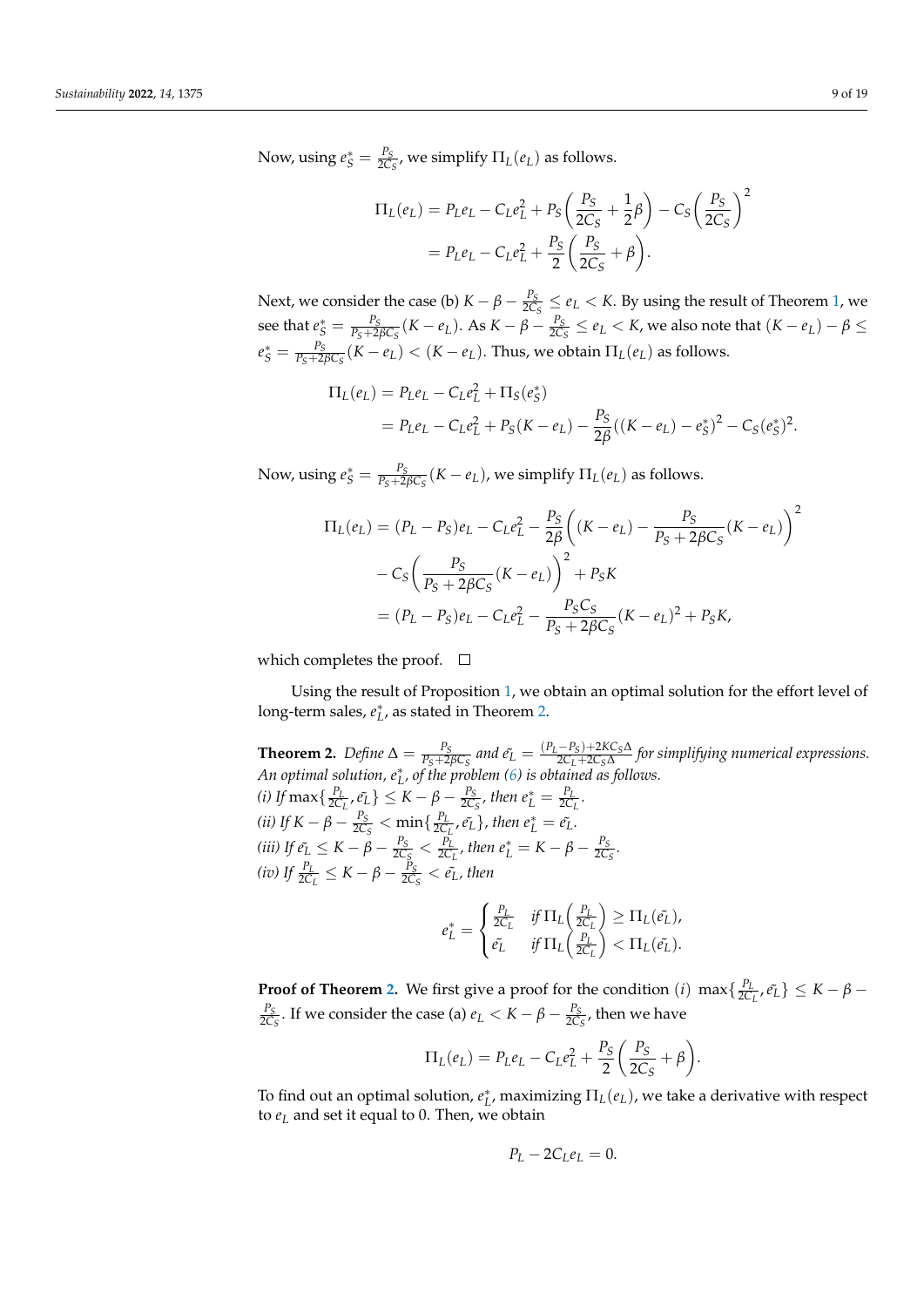Now, using $e_S^* = \frac{P_S}{2C_S}$, we simplify $\Pi_L(e_L)$ as follows.

$$\Pi_L(e_L) = P_L e_L - C_L e_L^2 + P_S\left(\frac{P_S}{2C_S} + \frac{1}{2}\beta\right) - C_S\left(\frac{P_S}{2C_S}\right)^2$$
$$= P_L e_L - C_L e_L^2 + \frac{P_S}{2}\left(\frac{P_S}{2C_S} + \beta\right).$$

Next, we consider the case (b) $K - \beta - \frac{P_S}{2C_S} \le e_L < K$. By using the result of Theorem 1, we see that $e_S^* = \frac{P_S}{P_S + 2\beta C_S}(K - e_L)$. As $K - \beta - \frac{P_S}{2C_S} \le e_L < K$, we also note that $(K - e_L) - \beta \le e_S^* = \frac{P_S}{P_S + 2\beta C_S}(K - e_L) < (K - e_L)$. Thus, we obtain $\Pi_L(e_L)$ as follows.

$$\Pi_L(e_L) = P_L e_L - C_L e_L^2 + \Pi_S(e_S^*)$$
$$= P_L e_L - C_L e_L^2 + P_S(K - e_L) - \frac{P_S}{2\beta}((K - e_L) - e_S^*)^2 - C_S(e_S^*)^2.$$

Now, using $e_S^* = \frac{P_S}{P_S + 2\beta C_S}(K - e_L)$, we simplify $\Pi_L(e_L)$ as follows.

$$\Pi_L(e_L) = (P_L - P_S)e_L - C_L e_L^2 - \frac{P_S}{2\beta}\left((K - e_L) - \frac{P_S}{P_S + 2\beta C_S}(K - e_L)\right)^2$$
$$- C_S\left(\frac{P_S}{P_S + 2\beta C_S}(K - e_L)\right)^2 + P_S K$$
$$= (P_L - P_S)e_L - C_L e_L^2 - \frac{P_S C_S}{P_S + 2\beta C_S}(K - e_L)^2 + P_S K,$$

which completes the proof. □

Using the result of Proposition 1, we obtain an optimal solution for the effort level of long-term sales, $e_L^*$, as stated in Theorem 2.

**Theorem 2.** *Define* $\Delta = \frac{P_S}{P_S + 2\beta C_S}$ *and* $\tilde{e_L} = \frac{(P_L - P_S) + 2KC_S\Delta}{2C_L + 2C_S\Delta}$ *for simplifying numerical expressions. An optimal solution,* $e_L^*$*, of the problem (6) is obtained as follows.*
*(i) If* $\max\{\frac{P_L}{2C_L}, \tilde{e_L}\} \le K - \beta - \frac{P_S}{2C_S}$*, then* $e_L^* = \frac{P_L}{2C_L}$*.*
*(ii) If* $K - \beta - \frac{P_S}{2C_S} < \min\{\frac{P_L}{2C_L}, \tilde{e_L}\}$*, then* $e_L^* = \tilde{e_L}$*.*
*(iii) If* $\tilde{e_L} \le K - \beta - \frac{P_S}{2C_S} < \frac{P_L}{2C_L}$*, then* $e_L^* = K - \beta - \frac{P_S}{2C_S}$*.*
*(iv) If* $\frac{P_L}{2C_L} \le K - \beta - \frac{P_S}{2C_S} < \tilde{e_L}$*, then*

$$e_L^* = \begin{cases} \frac{P_L}{2C_L} & \text{if } \Pi_L\left(\frac{P_L}{2C_L}\right) \ge \Pi_L(\tilde{e_L}), \\ \tilde{e_L} & \text{if } \Pi_L\left(\frac{P_L}{2C_L}\right) < \Pi_L(\tilde{e_L}). \end{cases}$$

**Proof of Theorem 2.** We first give a proof for the condition $(i)$ $\max\{\frac{P_L}{2C_L}, \tilde{e_L}\} \le K - \beta - \frac{P_S}{2C_S}$. If we consider the case (a) $e_L < K - \beta - \frac{P_S}{2C_S}$, then we have

$$\Pi_L(e_L) = P_L e_L - C_L e_L^2 + \frac{P_S}{2}\left(\frac{P_S}{2C_S} + \beta\right).$$

To find out an optimal solution, $e_L^*$, maximizing $\Pi_L(e_L)$, we take a derivative with respect to $e_L$ and set it equal to 0. Then, we obtain

$$P_L - 2C_L e_L = 0.$$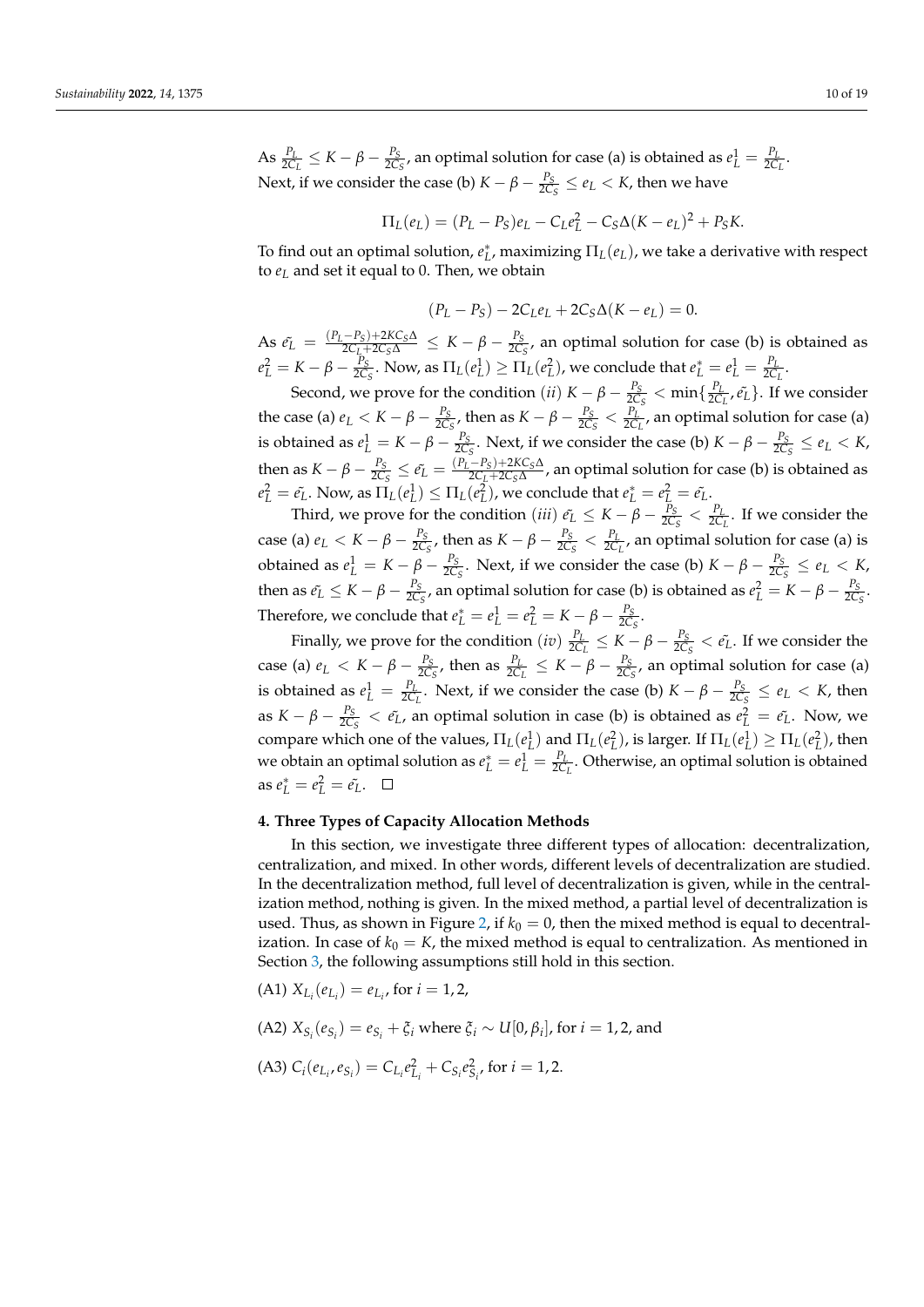As $\frac{P_L}{2C_L} \leq K - \beta - \frac{P_S}{2C_S}$, an optimal solution for case (a) is obtained as $e_L^1 = \frac{P_L}{2C_L}$. Next, if we consider the case (b) $K - \beta - \frac{P_S}{2C_S} \leq e_L < K$, then we have

$$\Pi_L(e_L) = (P_L - P_S)e_L - C_L e_L^2 - C_S\Delta(K - e_L)^2 + P_S K.$$

To find out an optimal solution, $e_L^*$, maximizing $\Pi_L(e_L)$, we take a derivative with respect to $e_L$ and set it equal to 0. Then, we obtain

$$(P_L - P_S) - 2C_L e_L + 2C_S\Delta(K - e_L) = 0.$$

As $\tilde{e_L} = \frac{(P_L - P_S) + 2KC_S\Delta}{2C_L + 2C_S\Delta} \leq K - \beta - \frac{P_S}{2C_S}$, an optimal solution for case (b) is obtained as $e_L^2 = K - \beta - \frac{P_S}{2C_S}$. Now, as $\Pi_L(e_L^1) \geq \Pi_L(e_L^2)$, we conclude that $e_L^* = e_L^1 = \frac{P_L}{2C_L}$.

Second, we prove for the condition $(ii)$ $K - \beta - \frac{P_S}{2C_S} < \min\{\frac{P_L}{2C_L}, \tilde{e_L}\}$. If we consider the case (a) $e_L < K - \beta - \frac{P_S}{2C_S}$, then as $K - \beta - \frac{P_S}{2C_S} < \frac{P_L}{2C_L}$, an optimal solution for case (a) is obtained as $e_L^1 = K - \beta - \frac{P_S}{2C_S}$. Next, if we consider the case (b) $K - \beta - \frac{P_S}{2C_S} \leq e_L < K$, then as $K - \beta - \frac{P_S}{2C_S} \leq \tilde{e_L} = \frac{(P_L - P_S) + 2KC_S\Delta}{2C_L + 2C_S\Delta}$, an optimal solution for case (b) is obtained as $e_L^2 = \tilde{e_L}$. Now, as $\Pi_L(e_L^1) \leq \Pi_L(e_L^2)$, we conclude that $e_L^* = e_L^2 = \tilde{e_L}$.

Third, we prove for the condition $(iii)$ $\tilde{e_L} \leq K - \beta - \frac{P_S}{2C_S} < \frac{P_L}{2C_L}$. If we consider the case (a) $e_L < K - \beta - \frac{P_S}{2C_S}$, then as $K - \beta - \frac{P_S}{2C_S} < \frac{P_L}{2C_L}$, an optimal solution for case (a) is obtained as $e_L^1 = K - \beta - \frac{P_S}{2C_S}$. Next, if we consider the case (b) $K - \beta - \frac{P_S}{2C_S} \leq e_L < K$, then as $\tilde{e_L} \leq K - \beta - \frac{P_S}{2C_S}$, an optimal solution for case (b) is obtained as $e_L^2 = K - \beta - \frac{P_S}{2C_S}$. Therefore, we conclude that $e_L^* = e_L^1 = e_L^2 = K - \beta - \frac{P_S}{2C_S}$.

Finally, we prove for the condition $(iv)$ $\frac{P_L}{2C_L} \leq K - \beta - \frac{P_S}{2C_S} < \tilde{e_L}$. If we consider the case (a) $e_L < K - \beta - \frac{P_S}{2C_S}$, then as $\frac{P_L}{2C_L} \leq K - \beta - \frac{P_S}{2C_S}$, an optimal solution for case (a) is obtained as $e_L^1 = \frac{P_L}{2C_L}$. Next, if we consider the case (b) $K - \beta - \frac{P_S}{2C_S} \leq e_L < K$, then as $K - \beta - \frac{P_S}{2C_S} < \tilde{e_L}$, an optimal solution in case (b) is obtained as $e_L^2 = \tilde{e_L}$. Now, we compare which one of the values, $\Pi_L(e_L^1)$ and $\Pi_L(e_L^2)$, is larger. If $\Pi_L(e_L^1) \geq \Pi_L(e_L^2)$, then we obtain an optimal solution as $e_L^* = e_L^1 = \frac{P_L}{2C_L}$. Otherwise, an optimal solution is obtained as $e_L^* = e_L^2 = \tilde{e_L}$. $\square$

## 4. Three Types of Capacity Allocation Methods

In this section, we investigate three different types of allocation: decentralization, centralization, and mixed. In other words, different levels of decentralization are studied. In the decentralization method, full level of decentralization is given, while in the centralization method, nothing is given. In the mixed method, a partial level of decentralization is used. Thus, as shown in Figure 2, if $k_0 = 0$, then the mixed method is equal to decentralization. In case of $k_0 = K$, the mixed method is equal to centralization. As mentioned in Section 3, the following assumptions still hold in this section.

(A1) $X_{L_i}(e_{L_i}) = e_{L_i}$, for $i = 1, 2$,

(A2) $X_{S_i}(e_{S_i}) = e_{S_i} + \xi_i$ where $\xi_i \sim U[0, \beta_i]$, for $i = 1, 2$, and

(A3) $C_i(e_{L_i}, e_{S_i}) = C_{L_i} e_{L_i}^2 + C_{S_i} e_{S_i}^2$, for $i = 1, 2$.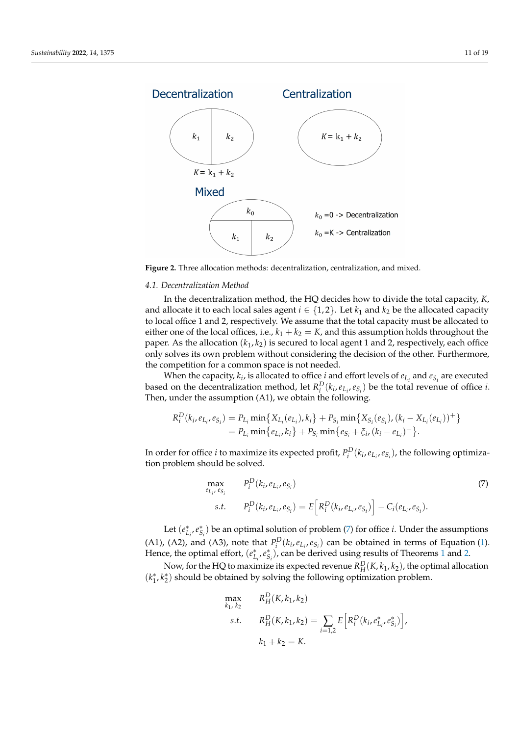Figure 2. Three allocation methods: decentralization, centralization, and mixed.

### 4.1. Decentralization Method

In the decentralization method, the HQ decides how to divide the total capacity, $K$, and allocate it to each local sales agent $i \in \{1,2\}$. Let $k_1$ and $k_2$ be the allocated capacity to local office 1 and 2, respectively. We assume that the total capacity must be allocated to either one of the local offices, i.e., $k_1 + k_2 = K$, and this assumption holds throughout the paper. As the allocation $(k_1, k_2)$ is secured to local agent 1 and 2, respectively, each office only solves its own problem without considering the decision of the other. Furthermore, the competition for a common space is not needed.

When the capacity, $k_i$, is allocated to office $i$ and effort levels of $e_{L_i}$ and $e_{S_i}$ are executed based on the decentralization method, let $R_i^D(k_i, e_{L_i}, e_{S_i})$ be the total revenue of office $i$. Then, under the assumption (A1), we obtain the following.

$$
\begin{aligned}
R_i^D(k_i, e_{L_i}, e_{S_i}) &= P_{L_i} \min\{X_{L_i}(e_{L_i}), k_i\} + P_{S_i} \min\{X_{S_i}(e_{S_i}), (k_i - X_{L_i}(e_{L_i}))^+\} \\
&= P_{L_i} \min\{e_{L_i}, k_i\} + P_{S_i} \min\{e_{S_i} + \xi_i, (k_i - e_{L_i})^+\}.
\end{aligned}
$$

In order for office $i$ to maximize its expected profit, $P_i^D(k_i, e_{L_i}, e_{S_i})$, the following optimization problem should be solved.

$$
\begin{aligned}
\max_{e_{L_i}, e_{S_i}} \quad & P_i^D(k_i, e_{L_i}, e_{S_i}) \\
\text{s.t.} \quad & P_i^D(k_i, e_{L_i}, e_{S_i}) = E\left[R_i^D(k_i, e_{L_i}, e_{S_i})\right] - C_i(e_{L_i}, e_{S_i}).
\end{aligned}
\tag{7}
$$

Let $(e_{L_i}^*, e_{S_i}^*)$ be an optimal solution of problem (7) for office $i$. Under the assumptions (A1), (A2), and (A3), note that $P_i^D(k_i, e_{L_i}, e_{S_i})$ can be obtained in terms of Equation (1). Hence, the optimal effort, $(e_{L_i}^*, e_{S_i}^*)$, can be derived using results of Theorems 1 and 2.

Now, for the HQ to maximize its expected revenue $R_H^D(K, k_1, k_2)$, the optimal allocation $(k_1^*, k_2^*)$ should be obtained by solving the following optimization problem.

$$
\begin{aligned}
\max_{k_1, k_2} \quad & R_H^D(K, k_1, k_2) \\
\text{s.t.} \quad & R_H^D(K, k_1, k_2) = \sum_{i=1,2} E\left[R_i^D(k_i, e_{L_i}^*, e_{S_i}^*)\right], \\
& k_1 + k_2 = K.
\end{aligned}
$$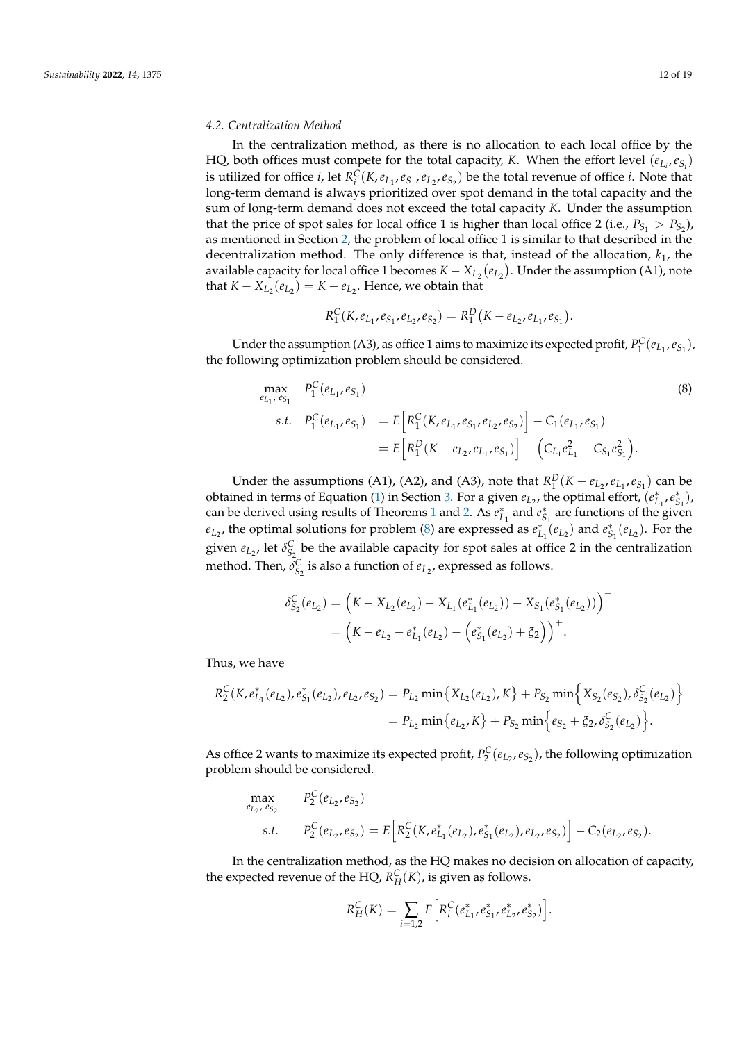### 4.2. Centralization Method

In the centralization method, as there is no allocation to each local office by the HQ, both offices must compete for the total capacity, $K$. When the effort level $(e_{L_i}, e_{S_i})$ is utilized for office $i$, let $R_i^C(K, e_{L_1}, e_{S_1}, e_{L_2}, e_{S_2})$ be the total revenue of office $i$. Note that long-term demand is always prioritized over spot demand in the total capacity and the sum of long-term demand does not exceed the total capacity $K$. Under the assumption that the price of spot sales for local office 1 is higher than local office 2 (i.e., $P_{S_1} > P_{S_2}$), as mentioned in Section 2, the problem of local office 1 is similar to that described in the decentralization method. The only difference is that, instead of the allocation, $k_1$, the available capacity for local office 1 becomes $K - X_{L_2}(e_{L_2})$. Under the assumption (A1), note that $K - X_{L_2}(e_{L_2}) = K - e_{L_2}$. Hence, we obtain that

$$R_1^C(K, e_{L_1}, e_{S_1}, e_{L_2}, e_{S_2}) = R_1^D(K - e_{L_2}, e_{L_1}, e_{S_1}).$$

Under the assumption (A3), as office 1 aims to maximize its expected profit, $P_1^C(e_{L_1}, e_{S_1})$, the following optimization problem should be considered.

$$\begin{aligned}
\max_{e_{L_1},\, e_{S_1}} \quad & P_1^C(e_{L_1}, e_{S_1}) && (8)\\
s.t. \quad & P_1^C(e_{L_1}, e_{S_1}) = E\Big[R_1^C(K, e_{L_1}, e_{S_1}, e_{L_2}, e_{S_2})\Big] - C_1(e_{L_1}, e_{S_1}) \\
& \qquad\qquad\quad\; = E\Big[R_1^D(K - e_{L_2}, e_{L_1}, e_{S_1})\Big] - \Big(C_{L_1} e_{L_1}^2 + C_{S_1} e_{S_1}^2\Big).
\end{aligned}$$

Under the assumptions (A1), (A2), and (A3), note that $R_1^D(K - e_{L_2}, e_{L_1}, e_{S_1})$ can be obtained in terms of Equation (1) in Section 3. For a given $e_{L_2}$, the optimal effort, $(e_{L_1}^*, e_{S_1}^*)$, can be derived using results of Theorems 1 and 2. As $e_{L_1}^*$ and $e_{S_1}^*$ are functions of the given $e_{L_2}$, the optimal solutions for problem (8) are expressed as $e_{L_1}^*(e_{L_2})$ and $e_{S_1}^*(e_{L_2})$. For the given $e_{L_2}$, let $\delta_{S_2}^C$ be the available capacity for spot sales at office 2 in the centralization method. Then, $\delta_{S_2}^C$ is also a function of $e_{L_2}$, expressed as follows.

$$\begin{aligned}
\delta_{S_2}^C(e_{L_2}) &= \Big(K - X_{L_2}(e_{L_2}) - X_{L_1}(e_{L_1}^*(e_{L_2})) - X_{S_1}(e_{S_1}^*(e_{L_2}))\Big)^+ \\
&= \Big(K - e_{L_2} - e_{L_1}^*(e_{L_2}) - \Big(e_{S_1}^*(e_{L_2}) + \xi_2\Big)\Big)^+.
\end{aligned}$$

Thus, we have

$$\begin{aligned}
R_2^C(K, e_{L_1}^*(e_{L_2}), e_{S_1}^*(e_{L_2}), e_{L_2}, e_{S_2}) &= P_{L_2} \min\{X_{L_2}(e_{L_2}), K\} + P_{S_2} \min\Big\{X_{S_2}(e_{S_2}), \delta_{S_2}^C(e_{L_2})\Big\} \\
&= P_{L_2} \min\{e_{L_2}, K\} + P_{S_2} \min\Big\{e_{S_2} + \xi_2, \delta_{S_2}^C(e_{L_2})\Big\}.
\end{aligned}$$

As office 2 wants to maximize its expected profit, $P_2^C(e_{L_2}, e_{S_2})$, the following optimization problem should be considered.

$$\begin{aligned}
\max_{e_{L_2},\, e_{S_2}} \quad & P_2^C(e_{L_2}, e_{S_2}) \\
s.t. \quad & P_2^C(e_{L_2}, e_{S_2}) = E\Big[R_2^C(K, e_{L_1}^*(e_{L_2}), e_{S_1}^*(e_{L_2}), e_{L_2}, e_{S_2})\Big] - C_2(e_{L_2}, e_{S_2}).
\end{aligned}$$

In the centralization method, as the HQ makes no decision on allocation of capacity, the expected revenue of the HQ, $R_H^C(K)$, is given as follows.

$$R_H^C(K) = \sum_{i=1,2} E\Big[R_i^C(e_{L_1}^*, e_{S_1}^*, e_{L_2}^*, e_{S_2}^*)\Big].$$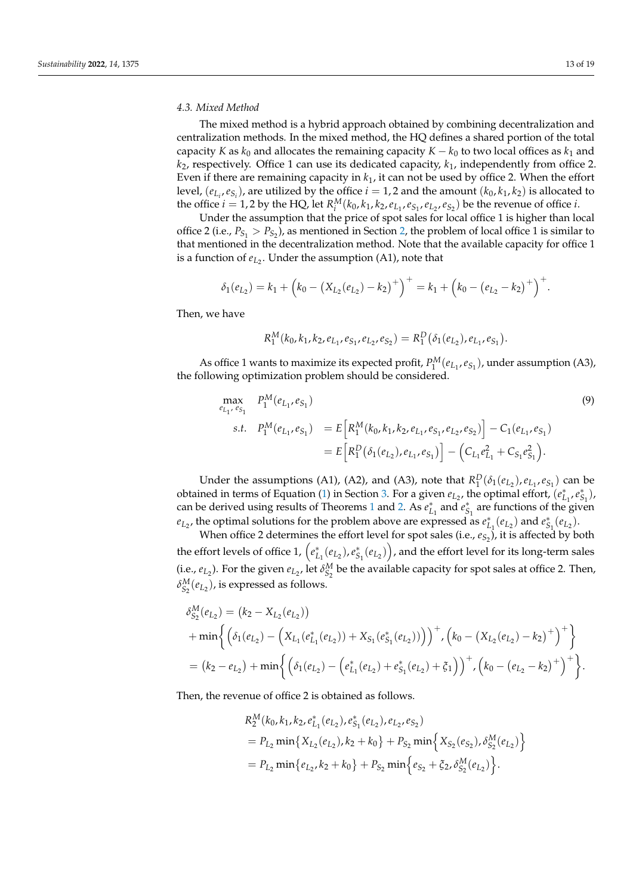### 4.3. Mixed Method

The mixed method is a hybrid approach obtained by combining decentralization and centralization methods. In the mixed method, the HQ defines a shared portion of the total capacity $K$ as $k_0$ and allocates the remaining capacity $K - k_0$ to two local offices as $k_1$ and $k_2$, respectively. Office 1 can use its dedicated capacity, $k_1$, independently from office 2. Even if there are remaining capacity in $k_1$, it can not be used by office 2. When the effort level, $(e_{L_i}, e_{S_i})$, are utilized by the office $i = 1, 2$ and the amount $(k_0, k_1, k_2)$ is allocated to the office $i = 1, 2$ by the HQ, let $R_i^M(k_0, k_1, k_2, e_{L_1}, e_{S_1}, e_{L_2}, e_{S_2})$ be the revenue of office $i$.

Under the assumption that the price of spot sales for local office 1 is higher than local office 2 (i.e., $P_{S_1} > P_{S_2}$), as mentioned in Section 2, the problem of local office 1 is similar to that mentioned in the decentralization method. Note that the available capacity for office 1 is a function of $e_{L_2}$. Under the assumption (A1), note that

$$\delta_1(e_{L_2}) = k_1 + \Big(k_0 - \big(X_{L_2}(e_{L_2}) - k_2\big)^+\Big)^+ = k_1 + \Big(k_0 - \big(e_{L_2} - k_2\big)^+\Big)^+.$$

Then, we have

$$R_1^M(k_0, k_1, k_2, e_{L_1}, e_{S_1}, e_{L_2}, e_{S_2}) = R_1^D(\delta_1(e_{L_2}), e_{L_1}, e_{S_1}).$$

As office 1 wants to maximize its expected profit, $P_1^M(e_{L_1}, e_{S_1})$, under assumption (A3), the following optimization problem should be considered.

$$\begin{aligned}
\max_{e_{L_1}, e_{S_1}} \quad & P_1^M(e_{L_1}, e_{S_1}) \\
s.t. \quad & P_1^M(e_{L_1}, e_{S_1}) = E\Big[R_1^M(k_0, k_1, k_2, e_{L_1}, e_{S_1}, e_{L_2}, e_{S_2})\Big] - C_1(e_{L_1}, e_{S_1}) \\
& \qquad\qquad\quad\;\; = E\Big[R_1^D(\delta_1(e_{L_2}), e_{L_1}, e_{S_1})\Big] - \Big(C_{L_1} e_{L_1}^2 + C_{S_1} e_{S_1}^2\Big).
\end{aligned} \tag{9}$$

Under the assumptions (A1), (A2), and (A3), note that $R_1^D(\delta_1(e_{L_2}), e_{L_1}, e_{S_1})$ can be obtained in terms of Equation (1) in Section 3. For a given $e_{L_2}$, the optimal effort, $(e_{L_1}^*, e_{S_1}^*)$, can be derived using results of Theorems 1 and 2. As $e_{L_1}^*$ and $e_{S_1}^*$ are functions of the given $e_{L_2}$, the optimal solutions for the problem above are expressed as $e_{L_1}^*(e_{L_2})$ and $e_{S_1}^*(e_{L_2})$.

When office 2 determines the effort level for spot sales (i.e., $e_{S_2}$), it is affected by both the effort levels of office 1, $\Big(e_{L_1}^*(e_{L_2}), e_{S_1}^*(e_{L_2})\Big)$, and the effort level for its long-term sales (i.e., $e_{L_2}$). For the given $e_{L_2}$, let $\delta_{S_2}^M$ be the available capacity for spot sales at office 2. Then, $\delta_{S_2}^M(e_{L_2})$, is expressed as follows.

$$\begin{aligned}
&\delta_{S_2}^M(e_{L_2}) = \big(k_2 - X_{L_2}(e_{L_2})\big) \\
&+ \min\bigg\{\Big(\delta_1(e_{L_2}) - \Big(X_{L_1}(e_{L_1}^*(e_{L_2})) + X_{S_1}(e_{S_1}^*(e_{L_2}))\Big)\Big)^+, \Big(k_0 - \big(X_{L_2}(e_{L_2}) - k_2\big)^+\Big)^+\bigg\} \\
&= \big(k_2 - e_{L_2}\big) + \min\bigg\{\Big(\delta_1(e_{L_2}) - \Big(e_{L_1}^*(e_{L_2}) + e_{S_1}^*(e_{L_2}) + \xi_1\Big)\Big)^+, \Big(k_0 - \big(e_{L_2} - k_2\big)^+\Big)^+\bigg\}.
\end{aligned}$$

Then, the revenue of office 2 is obtained as follows.

$$\begin{aligned}
&R_2^M(k_0, k_1, k_2, e_{L_1}^*(e_{L_2}), e_{S_1}^*(e_{L_2}), e_{L_2}, e_{S_2}) \\
&= P_{L_2} \min\{X_{L_2}(e_{L_2}), k_2 + k_0\} + P_{S_2} \min\Big\{X_{S_2}(e_{S_2}), \delta_{S_2}^M(e_{L_2})\Big\} \\
&= P_{L_2} \min\{e_{L_2}, k_2 + k_0\} + P_{S_2} \min\Big\{e_{S_2} + \xi_2, \delta_{S_2}^M(e_{L_2})\Big\}.
\end{aligned}$$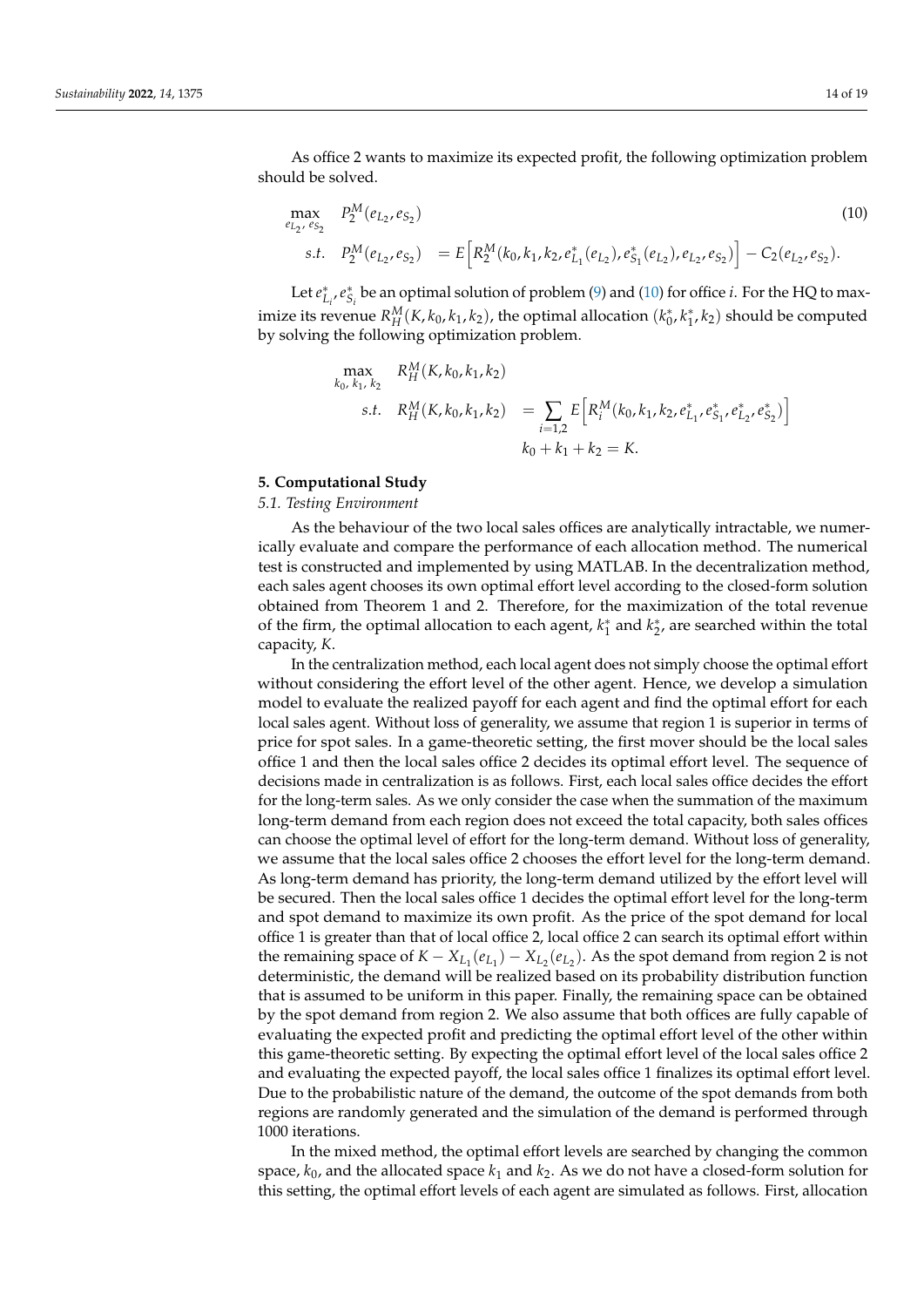As office 2 wants to maximize its expected profit, the following optimization problem should be solved.

$$
\begin{aligned}
\max_{e_{L_2},\, e_{S_2}} \quad & P_2^M(e_{L_2}, e_{S_2}) && (10) \\
s.t. \quad & P_2^M(e_{L_2}, e_{S_2}) = E\Big[R_2^M(k_0, k_1, k_2, e_{L_1}^*(e_{L_2}), e_{S_1}^*(e_{L_2}), e_{L_2}, e_{S_2})\Big] - C_2(e_{L_2}, e_{S_2}).
\end{aligned}
$$

Let $e_{L_i}^*, e_{S_i}^*$ be an optimal solution of problem (9) and (10) for office $i$. For the HQ to maximize its revenue $R_H^M(K, k_0, k_1, k_2)$, the optimal allocation $(k_0^*, k_1^*, k_2)$ should be computed by solving the following optimization problem.

$$
\begin{aligned}
\max_{k_0,\, k_1,\, k_2} \quad & R_H^M(K, k_0, k_1, k_2) \\
s.t. \quad & R_H^M(K, k_0, k_1, k_2) = \sum_{i=1,2} E\Big[R_i^M(k_0, k_1, k_2, e_{L_1}^*, e_{S_1}^*, e_{L_2}^*, e_{S_2}^*)\Big] \\
& k_0 + k_1 + k_2 = K.
\end{aligned}
$$

## 5. Computational Study

### *5.1. Testing Environment*

As the behaviour of the two local sales offices are analytically intractable, we numerically evaluate and compare the performance of each allocation method. The numerical test is constructed and implemented by using MATLAB. In the decentralization method, each sales agent chooses its own optimal effort level according to the closed-form solution obtained from Theorem 1 and 2. Therefore, for the maximization of the total revenue of the firm, the optimal allocation to each agent, $k_1^*$ and $k_2^*$, are searched within the total capacity, $K$.

In the centralization method, each local agent does not simply choose the optimal effort without considering the effort level of the other agent. Hence, we develop a simulation model to evaluate the realized payoff for each agent and find the optimal effort for each local sales agent. Without loss of generality, we assume that region 1 is superior in terms of price for spot sales. In a game-theoretic setting, the first mover should be the local sales office 1 and then the local sales office 2 decides its optimal effort level. The sequence of decisions made in centralization is as follows. First, each local sales office decides the effort for the long-term sales. As we only consider the case when the summation of the maximum long-term demand from each region does not exceed the total capacity, both sales offices can choose the optimal level of effort for the long-term demand. Without loss of generality, we assume that the local sales office 2 chooses the effort level for the long-term demand. As long-term demand has priority, the long-term demand utilized by the effort level will be secured. Then the local sales office 1 decides the optimal effort level for the long-term and spot demand to maximize its own profit. As the price of the spot demand for local office 1 is greater than that of local office 2, local office 2 can search its optimal effort within the remaining space of $K - X_{L_1}(e_{L_1}) - X_{L_2}(e_{L_2})$. As the spot demand from region 2 is not deterministic, the demand will be realized based on its probability distribution function that is assumed to be uniform in this paper. Finally, the remaining space can be obtained by the spot demand from region 2. We also assume that both offices are fully capable of evaluating the expected profit and predicting the optimal effort level of the other within this game-theoretic setting. By expecting the optimal effort level of the local sales office 2 and evaluating the expected payoff, the local sales office 1 finalizes its optimal effort level. Due to the probabilistic nature of the demand, the outcome of the spot demands from both regions are randomly generated and the simulation of the demand is performed through 1000 iterations.

In the mixed method, the optimal effort levels are searched by changing the common space, $k_0$, and the allocated space $k_1$ and $k_2$. As we do not have a closed-form solution for this setting, the optimal effort levels of each agent are simulated as follows. First, allocation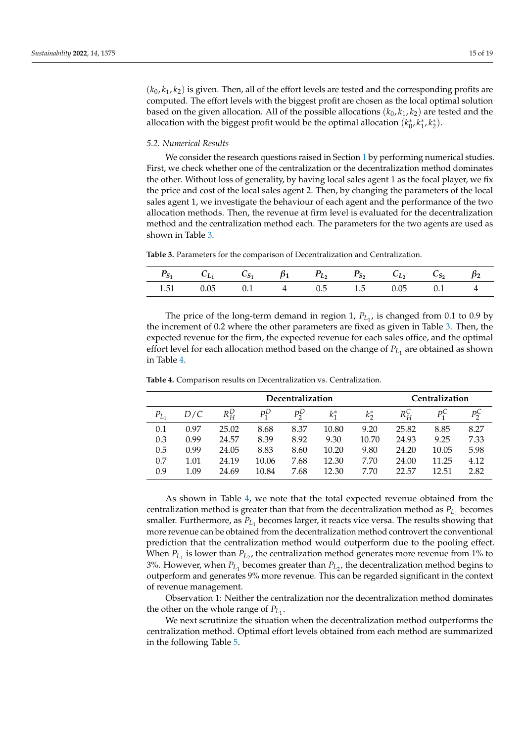$(k_0, k_1, k_2)$ is given. Then, all of the effort levels are tested and the corresponding profits are computed. The effort levels with the biggest profit are chosen as the local optimal solution based on the given allocation. All of the possible allocations $(k_0, k_1, k_2)$ are tested and the allocation with the biggest profit would be the optimal allocation $(k_0^*, k_1^*, k_2^*)$.

### *5.2. Numerical Results*

We consider the research questions raised in Section 1 by performing numerical studies. First, we check whether one of the centralization or the decentralization method dominates the other. Without loss of generality, by having local sales agent 1 as the focal player, we fix the price and cost of the local sales agent 2. Then, by changing the parameters of the local sales agent 1, we investigate the behaviour of each agent and the performance of the two allocation methods. Then, the revenue at firm level is evaluated for the decentralization method and the centralization method each. The parameters for the two agents are used as shown in Table 3.

**Table 3.** Parameters for the comparison of Decentralization and Centralization.

| $P_{S_1}$ | $C_{L_1}$ | $C_{S_1}$ | $\beta_1$ | $P_{L_2}$ | $P_{S_2}$ | $C_{L_2}$ | $C_{S_2}$ | $\beta_2$ |
|---|---|---|---|---|---|---|---|---|
| 1.51 | 0.05 | 0.1 | 4 | 0.5 | 1.5 | 0.05 | 0.1 | 4 |

The price of the long-term demand in region 1, $P_{L_1}$, is changed from 0.1 to 0.9 by the increment of 0.2 where the other parameters are fixed as given in Table 3. Then, the expected revenue for the firm, the expected revenue for each sales office, and the optimal effort level for each allocation method based on the change of $P_{L_1}$ are obtained as shown in Table 4.

**Table 4.** Comparison results on Decentralization vs. Centralization.

| | | Decentralization | | | | | Centralization | | |
|---|---|---|---|---|---|---|---|---|---|
| $P_{L_1}$ | $D/C$ | $R_H^D$ | $P_1^D$ | $P_2^D$ | $k_1^*$ | $k_2^*$ | $R_H^C$ | $P_1^C$ | $P_2^C$ |
| 0.1 | 0.97 | 25.02 | 8.68 | 8.37 | 10.80 | 9.20 | 25.82 | 8.85 | 8.27 |
| 0.3 | 0.99 | 24.57 | 8.39 | 8.92 | 9.30 | 10.70 | 24.93 | 9.25 | 7.33 |
| 0.5 | 0.99 | 24.05 | 8.83 | 8.60 | 10.20 | 9.80 | 24.20 | 10.05 | 5.98 |
| 0.7 | 1.01 | 24.19 | 10.06 | 7.68 | 12.30 | 7.70 | 24.00 | 11.25 | 4.12 |
| 0.9 | 1.09 | 24.69 | 10.84 | 7.68 | 12.30 | 7.70 | 22.57 | 12.51 | 2.82 |

As shown in Table 4, we note that the total expected revenue obtained from the centralization method is greater than that from the decentralization method as $P_{L_1}$ becomes smaller. Furthermore, as $P_{L_1}$ becomes larger, it reacts vice versa. The results showing that more revenue can be obtained from the decentralization method controvert the conventional prediction that the centralization method would outperform due to the pooling effect. When $P_{L_1}$ is lower than $P_{L_2}$, the centralization method generates more revenue from 1% to 3%. However, when $P_{L_1}$ becomes greater than $P_{L_2}$, the decentralization method begins to outperform and generates 9% more revenue. This can be regarded significant in the context of revenue management.

Observation 1: Neither the centralization nor the decentralization method dominates the other on the whole range of $P_{L_1}$.

We next scrutinize the situation when the decentralization method outperforms the centralization method. Optimal effort levels obtained from each method are summarized in the following Table 5.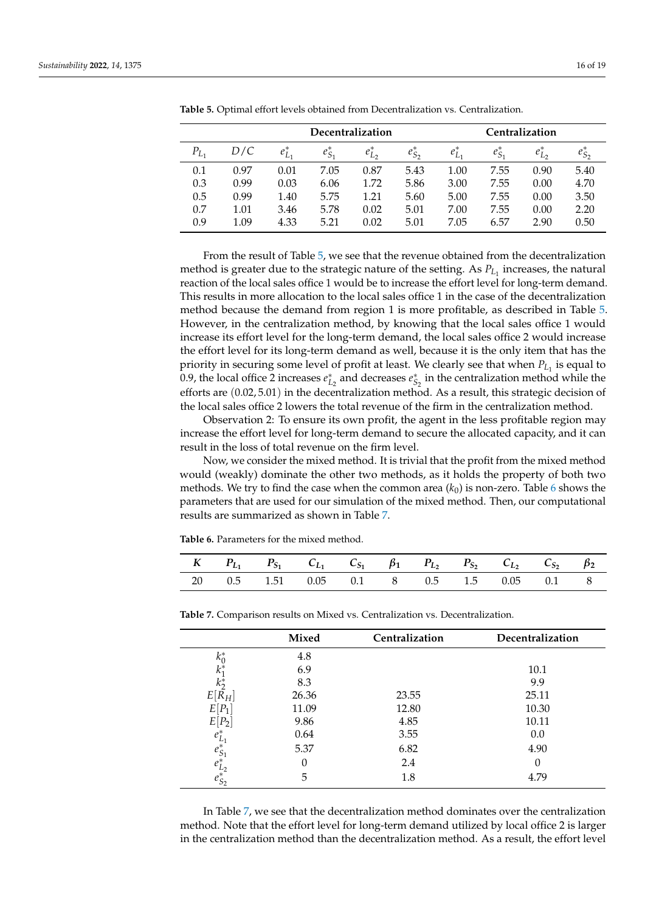**Table 5.** Optimal effort levels obtained from Decentralization vs. Centralization.

| | | Decentralization | | | | Centralization | | | |
|---|---|---|---|---|---|---|---|---|---|
| $P_{L_1}$ | $D/C$ | $e^*_{L_1}$ | $e^*_{S_1}$ | $e^*_{L_2}$ | $e^*_{S_2}$ | $e^*_{L_1}$ | $e^*_{S_1}$ | $e^*_{L_2}$ | $e^*_{S_2}$ |
| 0.1 | 0.97 | 0.01 | 7.05 | 0.87 | 5.43 | 1.00 | 7.55 | 0.90 | 5.40 |
| 0.3 | 0.99 | 0.03 | 6.06 | 1.72 | 5.86 | 3.00 | 7.55 | 0.00 | 4.70 |
| 0.5 | 0.99 | 1.40 | 5.75 | 1.21 | 5.60 | 5.00 | 7.55 | 0.00 | 3.50 |
| 0.7 | 1.01 | 3.46 | 5.78 | 0.02 | 5.01 | 7.00 | 7.55 | 0.00 | 2.20 |
| 0.9 | 1.09 | 4.33 | 5.21 | 0.02 | 5.01 | 7.05 | 6.57 | 2.90 | 0.50 |

From the result of Table 5, we see that the revenue obtained from the decentralization method is greater due to the strategic nature of the setting. As $P_{L_1}$ increases, the natural reaction of the local sales office 1 would be to increase the effort level for long-term demand. This results in more allocation to the local sales office 1 in the case of the decentralization method because the demand from region 1 is more profitable, as described in Table 5. However, in the centralization method, by knowing that the local sales office 1 would increase its effort level for the long-term demand, the local sales office 2 would increase the effort level for its long-term demand as well, because it is the only item that has the priority in securing some level of profit at least. We clearly see that when $P_{L_1}$ is equal to 0.9, the local office 2 increases $e^*_{L_2}$ and decreases $e^*_{S_2}$ in the centralization method while the efforts are $(0.02, 5.01)$ in the decentralization method. As a result, this strategic decision of the local sales office 2 lowers the total revenue of the firm in the centralization method.

Observation 2: To ensure its own profit, the agent in the less profitable region may increase the effort level for long-term demand to secure the allocated capacity, and it can result in the loss of total revenue on the firm level.

Now, we consider the mixed method. It is trivial that the profit from the mixed method would (weakly) dominate the other two methods, as it holds the property of both two methods. We try to find the case when the common area ($k_0$) is non-zero. Table 6 shows the parameters that are used for our simulation of the mixed method. Then, our computational results are summarized as shown in Table 7.

**Table 6.** Parameters for the mixed method.

| $K$ | $P_{L_1}$ | $P_{S_1}$ | $C_{L_1}$ | $C_{S_1}$ | $\beta_1$ | $P_{L_2}$ | $P_{S_2}$ | $C_{L_2}$ | $C_{S_2}$ | $\beta_2$ |
|---|---|---|---|---|---|---|---|---|---|---|
| 20 | 0.5 | 1.51 | 0.05 | 0.1 | 8 | 0.5 | 1.5 | 0.05 | 0.1 | 8 |

**Table 7.** Comparison results on Mixed vs. Centralization vs. Decentralization.

| | Mixed | Centralization | Decentralization |
|---|---|---|---|
| $k^*_0$ | 4.8 | | |
| $k^*_1$ | 6.9 | | 10.1 |
| $k^*_2$ | 8.3 | | 9.9 |
| $E[R_H]$ | 26.36 | 23.55 | 25.11 |
| $E[P_1]$ | 11.09 | 12.80 | 10.30 |
| $E[P_2]$ | 9.86 | 4.85 | 10.11 |
| $e^*_{L_1}$ | 0.64 | 3.55 | 0.0 |
| $e^*_{S_1}$ | 5.37 | 6.82 | 4.90 |
| $e^*_{L_2}$ | 0 | 2.4 | 0 |
| $e^*_{S_2}$ | 5 | 1.8 | 4.79 |

In Table 7, we see that the decentralization method dominates over the centralization method. Note that the effort level for long-term demand utilized by local office 2 is larger in the centralization method than the decentralization method. As a result, the effort level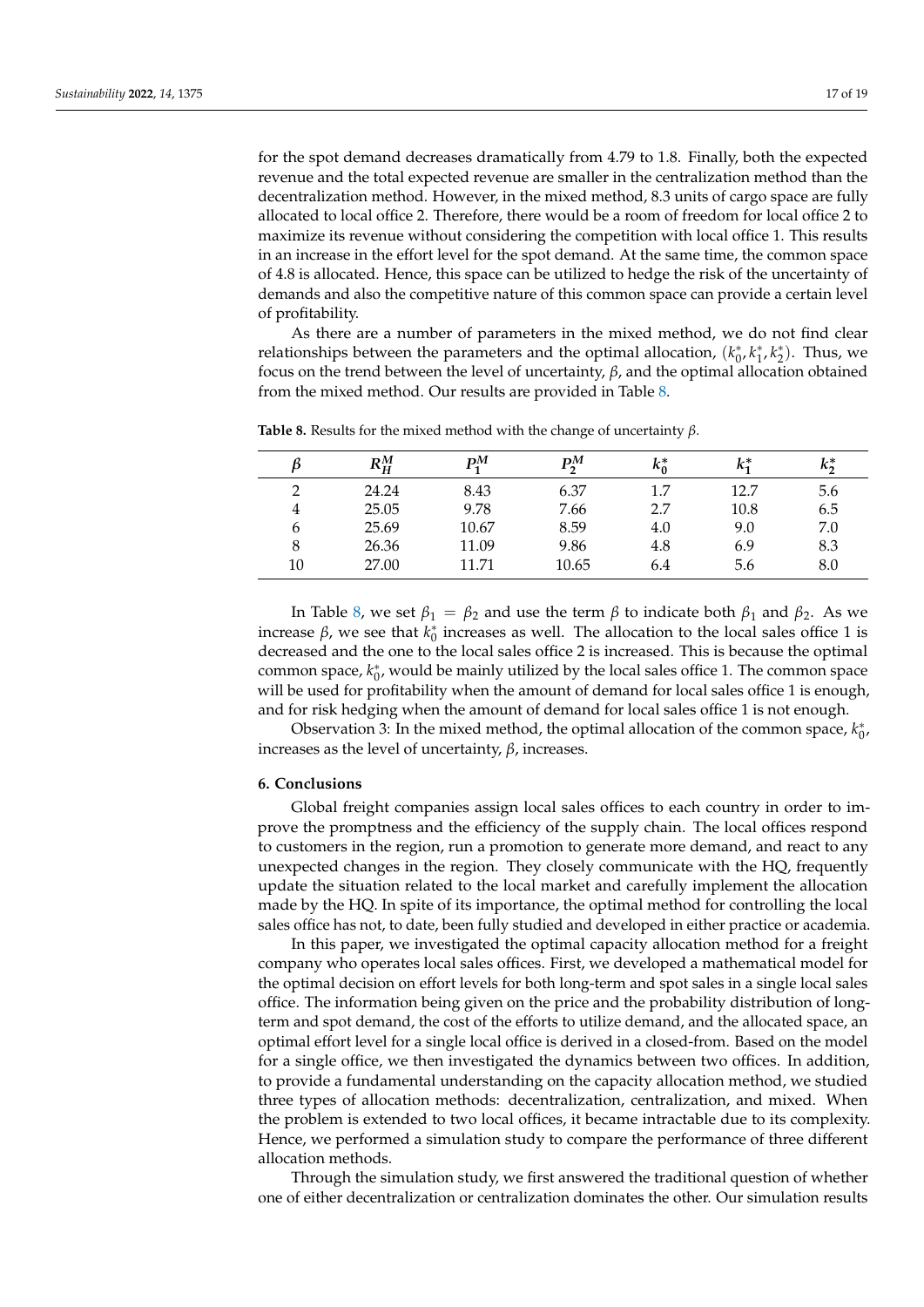for the spot demand decreases dramatically from 4.79 to 1.8. Finally, both the expected revenue and the total expected revenue are smaller in the centralization method than the decentralization method. However, in the mixed method, 8.3 units of cargo space are fully allocated to local office 2. Therefore, there would be a room of freedom for local office 2 to maximize its revenue without considering the competition with local office 1. This results in an increase in the effort level for the spot demand. At the same time, the common space of 4.8 is allocated. Hence, this space can be utilized to hedge the risk of the uncertainty of demands and also the competitive nature of this common space can provide a certain level of profitability.

As there are a number of parameters in the mixed method, we do not find clear relationships between the parameters and the optimal allocation, $(k_0^*, k_1^*, k_2^*)$. Thus, we focus on the trend between the level of uncertainty, $\beta$, and the optimal allocation obtained from the mixed method. Our results are provided in Table 8.

**Table 8.** Results for the mixed method with the change of uncertainty $\beta$.

| $\beta$ | $R_H^M$ | $P_1^M$ | $P_2^M$ | $k_0^*$ | $k_1^*$ | $k_2^*$ |
|---|---|---|---|---|---|---|
| 2 | 24.24 | 8.43 | 6.37 | 1.7 | 12.7 | 5.6 |
| 4 | 25.05 | 9.78 | 7.66 | 2.7 | 10.8 | 6.5 |
| 6 | 25.69 | 10.67 | 8.59 | 4.0 | 9.0 | 7.0 |
| 8 | 26.36 | 11.09 | 9.86 | 4.8 | 6.9 | 8.3 |
| 10 | 27.00 | 11.71 | 10.65 | 6.4 | 5.6 | 8.0 |

In Table 8, we set $\beta_1 = \beta_2$ and use the term $\beta$ to indicate both $\beta_1$ and $\beta_2$. As we increase $\beta$, we see that $k_0^*$ increases as well. The allocation to the local sales office 1 is decreased and the one to the local sales office 2 is increased. This is because the optimal common space, $k_0^*$, would be mainly utilized by the local sales office 1. The common space will be used for profitability when the amount of demand for local sales office 1 is enough, and for risk hedging when the amount of demand for local sales office 1 is not enough.

Observation 3: In the mixed method, the optimal allocation of the common space, $k_0^*$, increases as the level of uncertainty, $\beta$, increases.

## 6. Conclusions

Global freight companies assign local sales offices to each country in order to improve the promptness and the efficiency of the supply chain. The local offices respond to customers in the region, run a promotion to generate more demand, and react to any unexpected changes in the region. They closely communicate with the HQ, frequently update the situation related to the local market and carefully implement the allocation made by the HQ. In spite of its importance, the optimal method for controlling the local sales office has not, to date, been fully studied and developed in either practice or academia.

In this paper, we investigated the optimal capacity allocation method for a freight company who operates local sales offices. First, we developed a mathematical model for the optimal decision on effort levels for both long-term and spot sales in a single local sales office. The information being given on the price and the probability distribution of long-term and spot demand, the cost of the efforts to utilize demand, and the allocated space, an optimal effort level for a single local office is derived in a closed-from. Based on the model for a single office, we then investigated the dynamics between two offices. In addition, to provide a fundamental understanding on the capacity allocation method, we studied three types of allocation methods: decentralization, centralization, and mixed. When the problem is extended to two local offices, it became intractable due to its complexity. Hence, we performed a simulation study to compare the performance of three different allocation methods.

Through the simulation study, we first answered the traditional question of whether one of either decentralization or centralization dominates the other. Our simulation results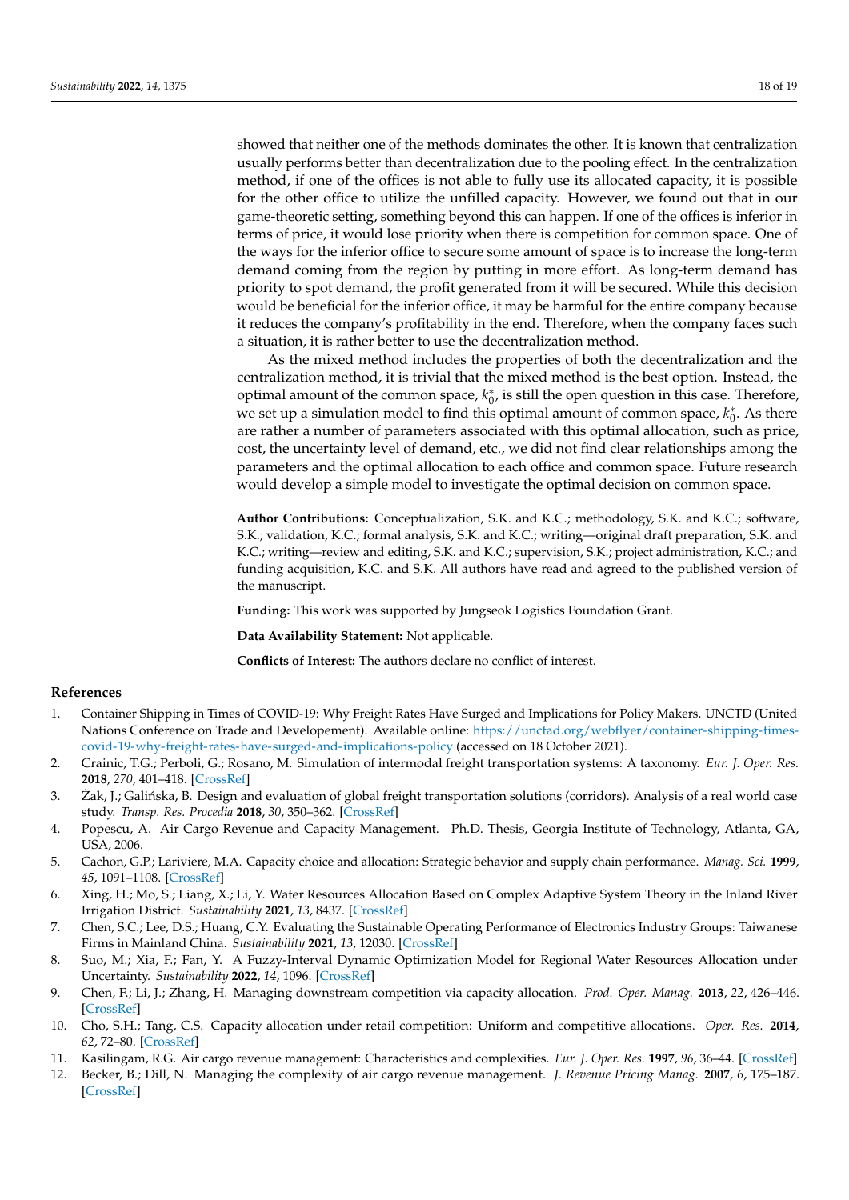showed that neither one of the methods dominates the other. It is known that centralization usually performs better than decentralization due to the pooling effect. In the centralization method, if one of the offices is not able to fully use its allocated capacity, it is possible for the other office to utilize the unfilled capacity. However, we found out that in our game-theoretic setting, something beyond this can happen. If one of the offices is inferior in terms of price, it would lose priority when there is competition for common space. One of the ways for the inferior office to secure some amount of space is to increase the long-term demand coming from the region by putting in more effort. As long-term demand has priority to spot demand, the profit generated from it will be secured. While this decision would be beneficial for the inferior office, it may be harmful for the entire company because it reduces the company's profitability in the end. Therefore, when the company faces such a situation, it is rather better to use the decentralization method.

As the mixed method includes the properties of both the decentralization and the centralization method, it is trivial that the mixed method is the best option. Instead, the optimal amount of the common space, $k_0^*$, is still the open question in this case. Therefore, we set up a simulation model to find this optimal amount of common space, $k_0^*$. As there are rather a number of parameters associated with this optimal allocation, such as price, cost, the uncertainty level of demand, etc., we did not find clear relationships among the parameters and the optimal allocation to each office and common space. Future research would develop a simple model to investigate the optimal decision on common space.

**Author Contributions:** Conceptualization, S.K. and K.C.; methodology, S.K. and K.C.; software, S.K.; validation, K.C.; formal analysis, S.K. and K.C.; writing—original draft preparation, S.K. and K.C.; writing—review and editing, S.K. and K.C.; supervision, S.K.; project administration, K.C.; and funding acquisition, K.C. and S.K. All authors have read and agreed to the published version of the manuscript.

**Funding:** This work was supported by Jungseok Logistics Foundation Grant.

**Data Availability Statement:** Not applicable.

**Conflicts of Interest:** The authors declare no conflict of interest.

## References

1. Container Shipping in Times of COVID-19: Why Freight Rates Have Surged and Implications for Policy Makers. UNCTD (United Nations Conference on Trade and Developement). Available online: https://unctad.org/webflyer/container-shipping-times-covid-19-why-freight-rates-have-surged-and-implications-policy (accessed on 18 October 2021).
2. Crainic, T.G.; Perboli, G.; Rosano, M. Simulation of intermodal freight transportation systems: A taxonomy. *Eur. J. Oper. Res.* **2018**, *270*, 401–418. [CrossRef]
3. Żak, J.; Galińska, B. Design and evaluation of global freight transportation solutions (corridors). Analysis of a real world case study. *Transp. Res. Procedia* **2018**, *30*, 350–362. [CrossRef]
4. Popescu, A. Air Cargo Revenue and Capacity Management. Ph.D. Thesis, Georgia Institute of Technology, Atlanta, GA, USA, 2006.
5. Cachon, G.P.; Lariviere, M.A. Capacity choice and allocation: Strategic behavior and supply chain performance. *Manag. Sci.* **1999**, *45*, 1091–1108. [CrossRef]
6. Xing, H.; Mo, S.; Liang, X.; Li, Y. Water Resources Allocation Based on Complex Adaptive System Theory in the Inland River Irrigation District. *Sustainability* **2021**, *13*, 8437. [CrossRef]
7. Chen, S.C.; Lee, D.S.; Huang, C.Y. Evaluating the Sustainable Operating Performance of Electronics Industry Groups: Taiwanese Firms in Mainland China. *Sustainability* **2021**, *13*, 12030. [CrossRef]
8. Suo, M.; Xia, F.; Fan, Y. A Fuzzy-Interval Dynamic Optimization Model for Regional Water Resources Allocation under Uncertainty. *Sustainability* **2022**, *14*, 1096. [CrossRef]
9. Chen, F.; Li, J.; Zhang, H. Managing downstream competition via capacity allocation. *Prod. Oper. Manag.* **2013**, *22*, 426–446. [CrossRef]
10. Cho, S.H.; Tang, C.S. Capacity allocation under retail competition: Uniform and competitive allocations. *Oper. Res.* **2014**, *62*, 72–80. [CrossRef]
11. Kasilingam, R.G. Air cargo revenue management: Characteristics and complexities. *Eur. J. Oper. Res.* **1997**, *96*, 36–44. [CrossRef]
12. Becker, B.; Dill, N. Managing the complexity of air cargo revenue management. *J. Revenue Pricing Manag.* **2007**, *6*, 175–187. [CrossRef]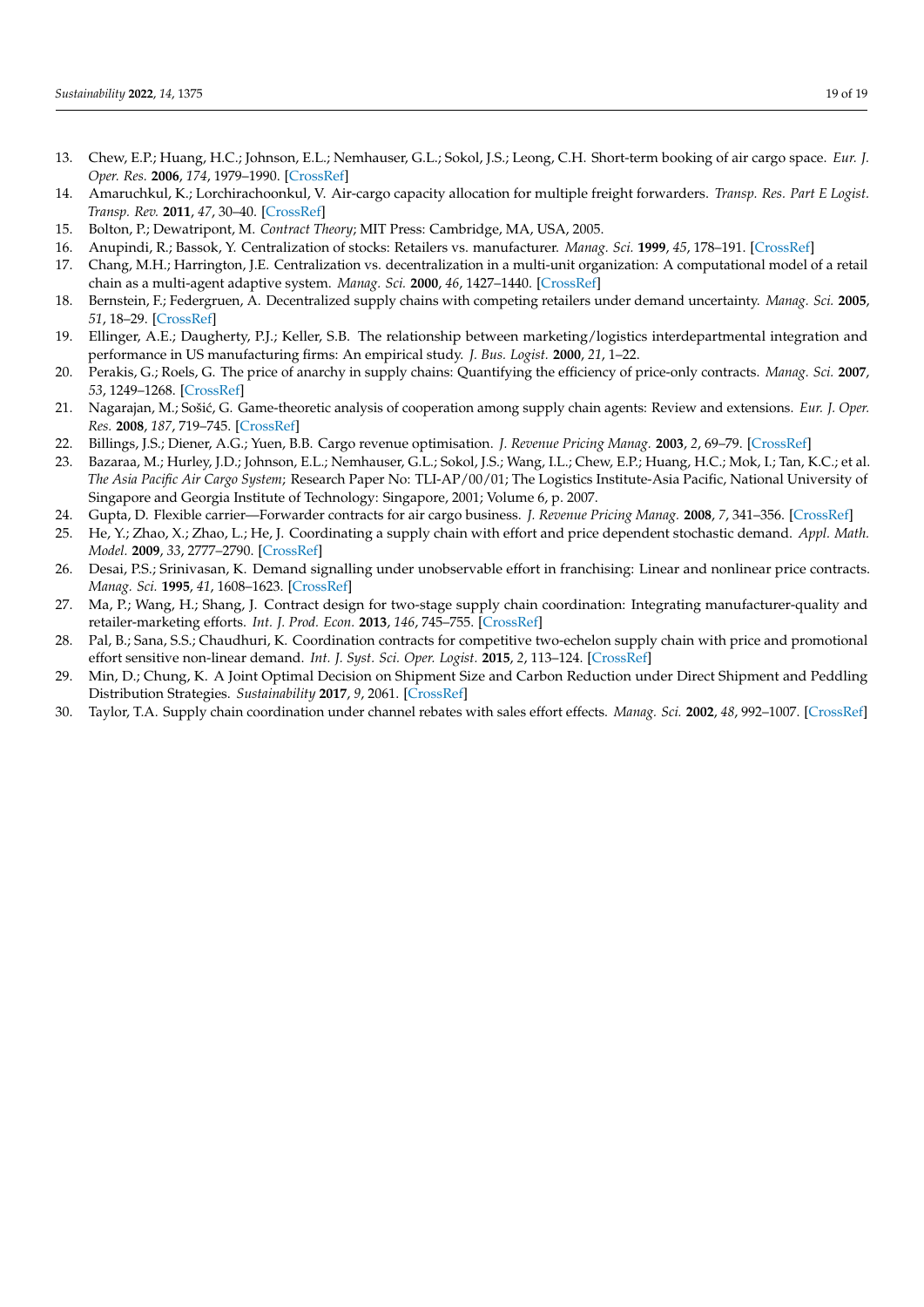13. Chew, E.P.; Huang, H.C.; Johnson, E.L.; Nemhauser, G.L.; Sokol, J.S.; Leong, C.H. Short-term booking of air cargo space. *Eur. J. Oper. Res.* **2006**, *174*, 1979–1990. [CrossRef]
14. Amaruchkul, K.; Lorchirachoonkul, V. Air-cargo capacity allocation for multiple freight forwarders. *Transp. Res. Part E Logist. Transp. Rev.* **2011**, *47*, 30–40. [CrossRef]
15. Bolton, P.; Dewatripont, M. *Contract Theory*; MIT Press: Cambridge, MA, USA, 2005.
16. Anupindi, R.; Bassok, Y. Centralization of stocks: Retailers vs. manufacturer. *Manag. Sci.* **1999**, *45*, 178–191. [CrossRef]
17. Chang, M.H.; Harrington, J.E. Centralization vs. decentralization in a multi-unit organization: A computational model of a retail chain as a multi-agent adaptive system. *Manag. Sci.* **2000**, *46*, 1427–1440. [CrossRef]
18. Bernstein, F.; Federgruen, A. Decentralized supply chains with competing retailers under demand uncertainty. *Manag. Sci.* **2005**, *51*, 18–29. [CrossRef]
19. Ellinger, A.E.; Daugherty, P.J.; Keller, S.B. The relationship between marketing/logistics interdepartmental integration and performance in US manufacturing firms: An empirical study. *J. Bus. Logist.* **2000**, *21*, 1–22.
20. Perakis, G.; Roels, G. The price of anarchy in supply chains: Quantifying the efficiency of price-only contracts. *Manag. Sci.* **2007**, *53*, 1249–1268. [CrossRef]
21. Nagarajan, M.; Sošić, G. Game-theoretic analysis of cooperation among supply chain agents: Review and extensions. *Eur. J. Oper. Res.* **2008**, *187*, 719–745. [CrossRef]
22. Billings, J.S.; Diener, A.G.; Yuen, B.B. Cargo revenue optimisation. *J. Revenue Pricing Manag.* **2003**, *2*, 69–79. [CrossRef]
23. Bazaraa, M.; Hurley, J.D.; Johnson, E.L.; Nemhauser, G.L.; Sokol, J.S.; Wang, I.L.; Chew, E.P.; Huang, H.C.; Mok, I.; Tan, K.C.; et al. *The Asia Pacific Air Cargo System*; Research Paper No: TLI-AP/00/01; The Logistics Institute-Asia Pacific, National University of Singapore and Georgia Institute of Technology: Singapore, 2001; Volume 6, p. 2007.
24. Gupta, D. Flexible carrier—Forwarder contracts for air cargo business. *J. Revenue Pricing Manag.* **2008**, *7*, 341–356. [CrossRef]
25. He, Y.; Zhao, X.; Zhao, L.; He, J. Coordinating a supply chain with effort and price dependent stochastic demand. *Appl. Math. Model.* **2009**, *33*, 2777–2790. [CrossRef]
26. Desai, P.S.; Srinivasan, K. Demand signalling under unobservable effort in franchising: Linear and nonlinear price contracts. *Manag. Sci.* **1995**, *41*, 1608–1623. [CrossRef]
27. Ma, P.; Wang, H.; Shang, J. Contract design for two-stage supply chain coordination: Integrating manufacturer-quality and retailer-marketing efforts. *Int. J. Prod. Econ.* **2013**, *146*, 745–755. [CrossRef]
28. Pal, B.; Sana, S.S.; Chaudhuri, K. Coordination contracts for competitive two-echelon supply chain with price and promotional effort sensitive non-linear demand. *Int. J. Syst. Sci. Oper. Logist.* **2015**, *2*, 113–124. [CrossRef]
29. Min, D.; Chung, K. A Joint Optimal Decision on Shipment Size and Carbon Reduction under Direct Shipment and Peddling Distribution Strategies. *Sustainability* **2017**, *9*, 2061. [CrossRef]
30. Taylor, T.A. Supply chain coordination under channel rebates with sales effort effects. *Manag. Sci.* **2002**, *48*, 992–1007. [CrossRef]